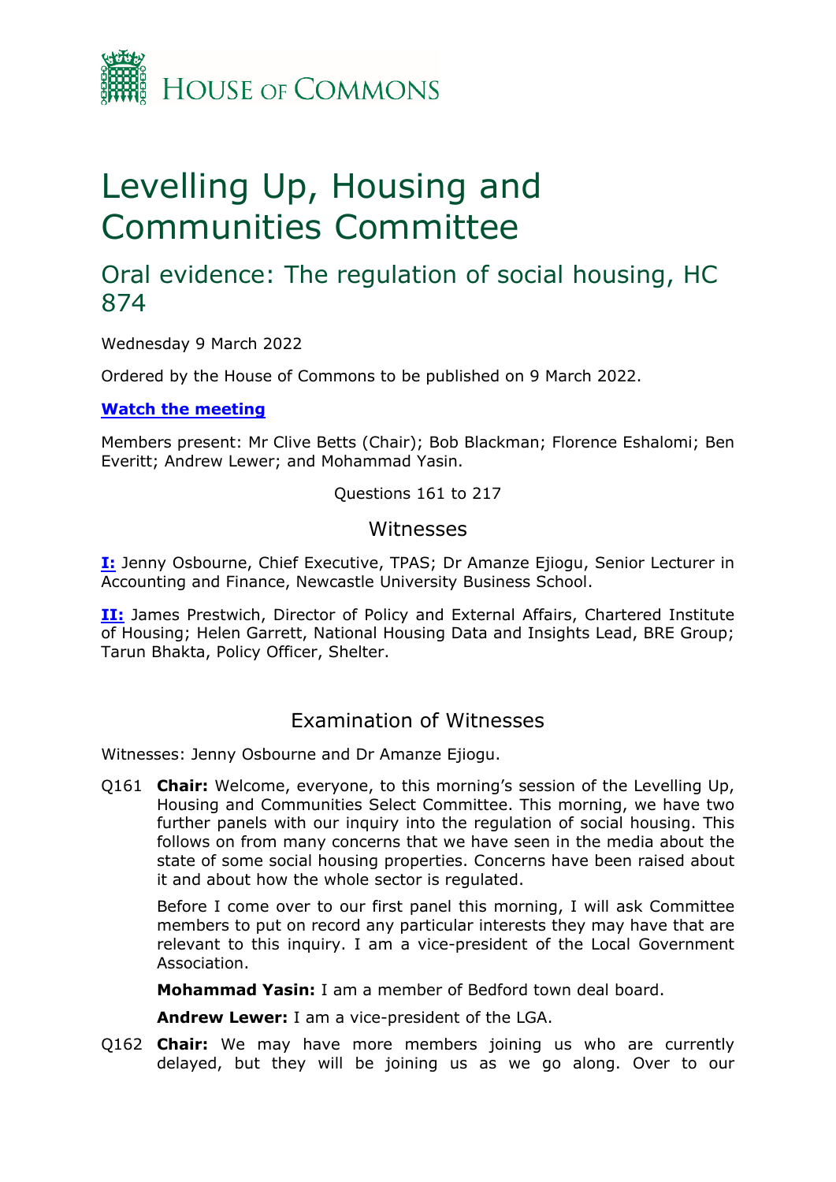HOUSE OF COMMONS

# Levelling Up, Housing and Communities Committee

## Oral evidence: The regulation of social housing, HC 874

Wednesday 9 March 2022

Ordered by the House of Commons to be published on 9 March 2022.

**Watch the meeting**

Members present: Mr Clive Betts (Chair); Bob Blackman; Florence Eshalomi; Ben Everitt; Andrew Lewer; and Mohammad Yasin.

Questions 161 to 217

### Witnesses

**I:** Jenny Osbourne, Chief Executive, TPAS; Dr Amanze Ejiogu, Senior Lecturer in Accounting and Finance, Newcastle University Business School.

**II:** James Prestwich, Director of Policy and External Affairs, Chartered Institute of Housing; Helen Garrett, National Housing Data and Insights Lead, BRE Group; Tarun Bhakta, Policy Officer, Shelter.

### Examination of Witnesses

Witnesses: Jenny Osbourne and Dr Amanze Ejiogu.

Q161 **Chair:** Welcome, everyone, to this morning's session of the Levelling Up, Housing and Communities Select Committee. This morning, we have two further panels with our inquiry into the regulation of social housing. This follows on from many concerns that we have seen in the media about the state of some social housing properties. Concerns have been raised about it and about how the whole sector is regulated.

Before I come over to our first panel this morning, I will ask Committee members to put on record any particular interests they may have that are relevant to this inquiry. I am a vice-president of the Local Government Association.

**Mohammad Yasin:** I am a member of Bedford town deal board.

**Andrew Lewer:** I am a vice-president of the LGA.

Q162 **Chair:** We may have more members joining us who are currently delayed, but they will be joining us as we go along. Over to our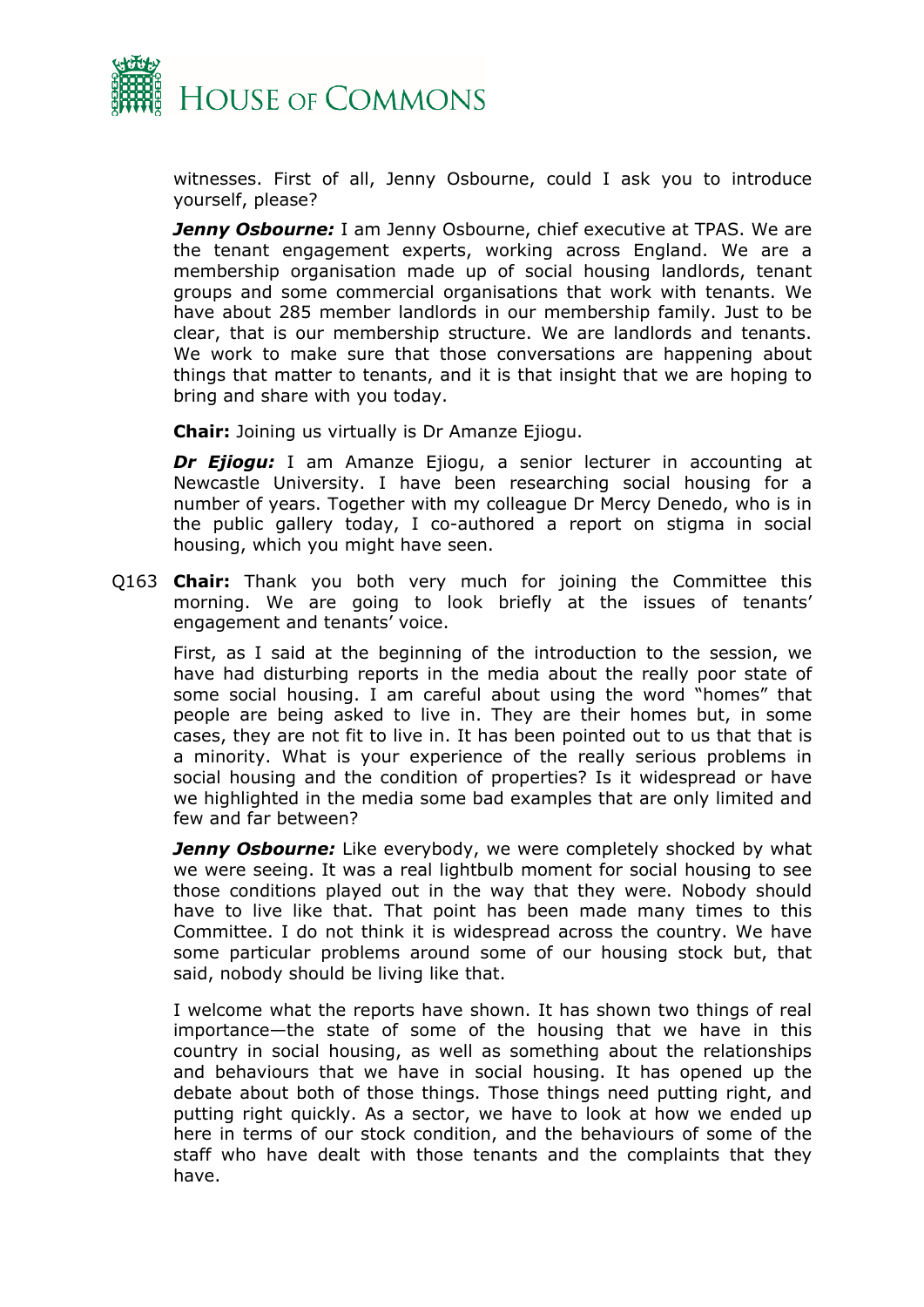witnesses. First of all, Jenny Osbourne, could I ask you to introduce yourself, please?

***Jenny Osbourne:*** I am Jenny Osbourne, chief executive at TPAS. We are the tenant engagement experts, working across England. We are a membership organisation made up of social housing landlords, tenant groups and some commercial organisations that work with tenants. We have about 285 member landlords in our membership family. Just to be clear, that is our membership structure. We are landlords and tenants. We work to make sure that those conversations are happening about things that matter to tenants, and it is that insight that we are hoping to bring and share with you today.

**Chair:** Joining us virtually is Dr Amanze Ejiogu.

***Dr Ejiogu:*** I am Amanze Ejiogu, a senior lecturer in accounting at Newcastle University. I have been researching social housing for a number of years. Together with my colleague Dr Mercy Denedo, who is in the public gallery today, I co-authored a report on stigma in social housing, which you might have seen.

Q163 **Chair:** Thank you both very much for joining the Committee this morning. We are going to look briefly at the issues of tenants' engagement and tenants' voice.

First, as I said at the beginning of the introduction to the session, we have had disturbing reports in the media about the really poor state of some social housing. I am careful about using the word "homes" that people are being asked to live in. They are their homes but, in some cases, they are not fit to live in. It has been pointed out to us that that is a minority. What is your experience of the really serious problems in social housing and the condition of properties? Is it widespread or have we highlighted in the media some bad examples that are only limited and few and far between?

***Jenny Osbourne:*** Like everybody, we were completely shocked by what we were seeing. It was a real lightbulb moment for social housing to see those conditions played out in the way that they were. Nobody should have to live like that. That point has been made many times to this Committee. I do not think it is widespread across the country. We have some particular problems around some of our housing stock but, that said, nobody should be living like that.

I welcome what the reports have shown. It has shown two things of real importance—the state of some of the housing that we have in this country in social housing, as well as something about the relationships and behaviours that we have in social housing. It has opened up the debate about both of those things. Those things need putting right, and putting right quickly. As a sector, we have to look at how we ended up here in terms of our stock condition, and the behaviours of some of the staff who have dealt with those tenants and the complaints that they have.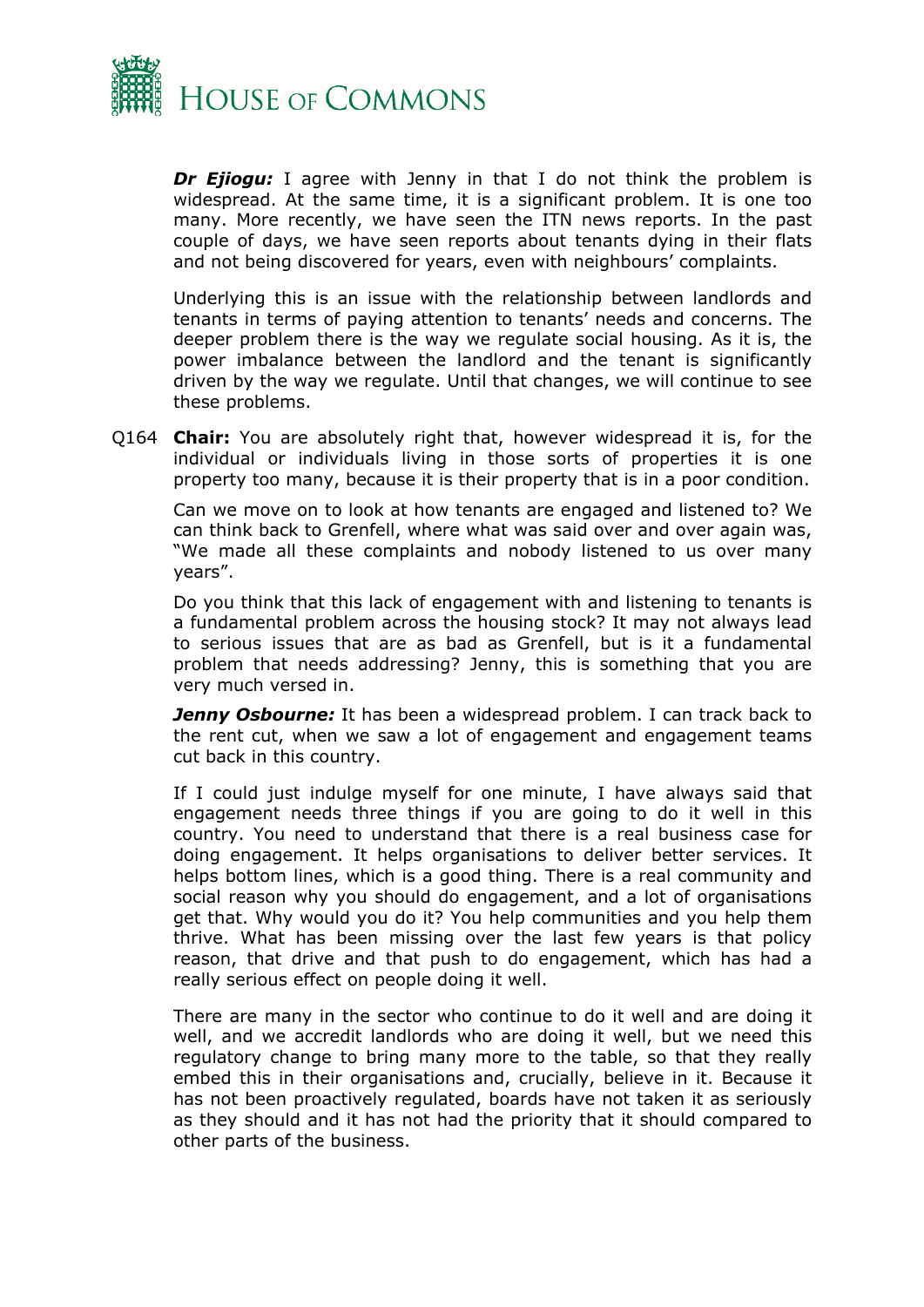***Dr Ejiogu:*** I agree with Jenny in that I do not think the problem is widespread. At the same time, it is a significant problem. It is one too many. More recently, we have seen the ITN news reports. In the past couple of days, we have seen reports about tenants dying in their flats and not being discovered for years, even with neighbours' complaints.

Underlying this is an issue with the relationship between landlords and tenants in terms of paying attention to tenants' needs and concerns. The deeper problem there is the way we regulate social housing. As it is, the power imbalance between the landlord and the tenant is significantly driven by the way we regulate. Until that changes, we will continue to see these problems.

Q164 **Chair:** You are absolutely right that, however widespread it is, for the individual or individuals living in those sorts of properties it is one property too many, because it is their property that is in a poor condition.

Can we move on to look at how tenants are engaged and listened to? We can think back to Grenfell, where what was said over and over again was, "We made all these complaints and nobody listened to us over many years".

Do you think that this lack of engagement with and listening to tenants is a fundamental problem across the housing stock? It may not always lead to serious issues that are as bad as Grenfell, but is it a fundamental problem that needs addressing? Jenny, this is something that you are very much versed in.

***Jenny Osbourne:*** It has been a widespread problem. I can track back to the rent cut, when we saw a lot of engagement and engagement teams cut back in this country.

If I could just indulge myself for one minute, I have always said that engagement needs three things if you are going to do it well in this country. You need to understand that there is a real business case for doing engagement. It helps organisations to deliver better services. It helps bottom lines, which is a good thing. There is a real community and social reason why you should do engagement, and a lot of organisations get that. Why would you do it? You help communities and you help them thrive. What has been missing over the last few years is that policy reason, that drive and that push to do engagement, which has had a really serious effect on people doing it well.

There are many in the sector who continue to do it well and are doing it well, and we accredit landlords who are doing it well, but we need this regulatory change to bring many more to the table, so that they really embed this in their organisations and, crucially, believe in it. Because it has not been proactively regulated, boards have not taken it as seriously as they should and it has not had the priority that it should compared to other parts of the business.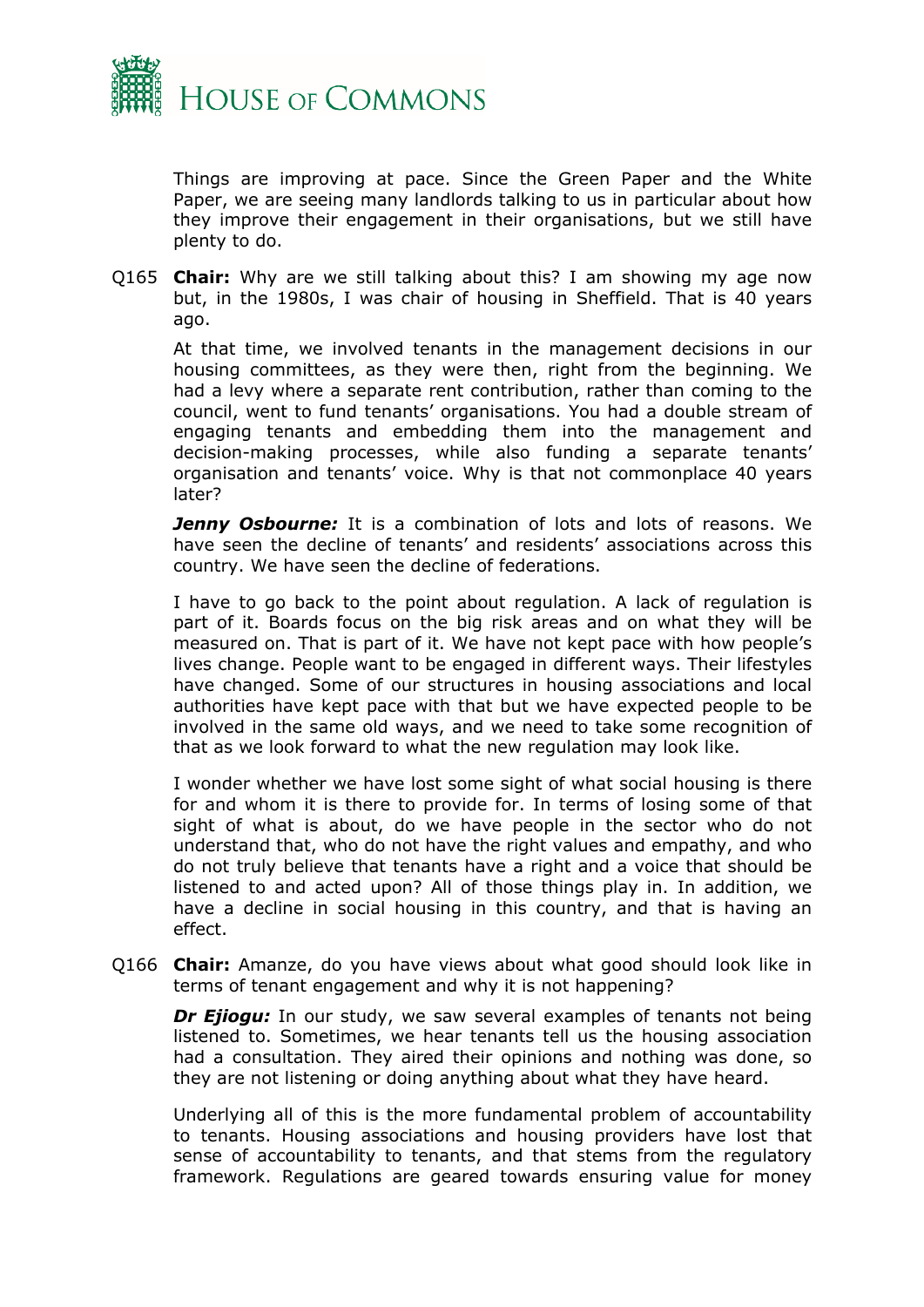Things are improving at pace. Since the Green Paper and the White Paper, we are seeing many landlords talking to us in particular about how they improve their engagement in their organisations, but we still have plenty to do.

Q165 **Chair:** Why are we still talking about this? I am showing my age now but, in the 1980s, I was chair of housing in Sheffield. That is 40 years ago.

At that time, we involved tenants in the management decisions in our housing committees, as they were then, right from the beginning. We had a levy where a separate rent contribution, rather than coming to the council, went to fund tenants' organisations. You had a double stream of engaging tenants and embedding them into the management and decision-making processes, while also funding a separate tenants' organisation and tenants' voice. Why is that not commonplace 40 years later?

***Jenny Osbourne:*** It is a combination of lots and lots of reasons. We have seen the decline of tenants' and residents' associations across this country. We have seen the decline of federations.

I have to go back to the point about regulation. A lack of regulation is part of it. Boards focus on the big risk areas and on what they will be measured on. That is part of it. We have not kept pace with how people's lives change. People want to be engaged in different ways. Their lifestyles have changed. Some of our structures in housing associations and local authorities have kept pace with that but we have expected people to be involved in the same old ways, and we need to take some recognition of that as we look forward to what the new regulation may look like.

I wonder whether we have lost some sight of what social housing is there for and whom it is there to provide for. In terms of losing some of that sight of what is about, do we have people in the sector who do not understand that, who do not have the right values and empathy, and who do not truly believe that tenants have a right and a voice that should be listened to and acted upon? All of those things play in. In addition, we have a decline in social housing in this country, and that is having an effect.

Q166 **Chair:** Amanze, do you have views about what good should look like in terms of tenant engagement and why it is not happening?

***Dr Ejiogu:*** In our study, we saw several examples of tenants not being listened to. Sometimes, we hear tenants tell us the housing association had a consultation. They aired their opinions and nothing was done, so they are not listening or doing anything about what they have heard.

Underlying all of this is the more fundamental problem of accountability to tenants. Housing associations and housing providers have lost that sense of accountability to tenants, and that stems from the regulatory framework. Regulations are geared towards ensuring value for money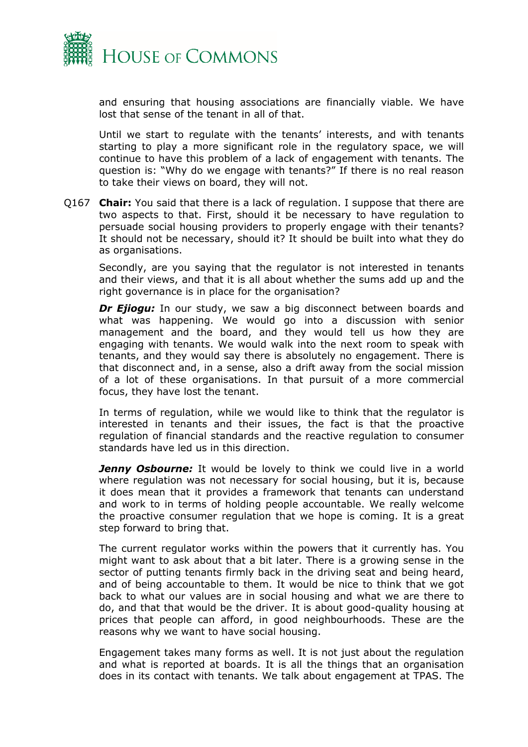and ensuring that housing associations are financially viable. We have lost that sense of the tenant in all of that.

Until we start to regulate with the tenants' interests, and with tenants starting to play a more significant role in the regulatory space, we will continue to have this problem of a lack of engagement with tenants. The question is: "Why do we engage with tenants?" If there is no real reason to take their views on board, they will not.

Q167 **Chair:** You said that there is a lack of regulation. I suppose that there are two aspects to that. First, should it be necessary to have regulation to persuade social housing providers to properly engage with their tenants? It should not be necessary, should it? It should be built into what they do as organisations.

Secondly, are you saying that the regulator is not interested in tenants and their views, and that it is all about whether the sums add up and the right governance is in place for the organisation?

***Dr Ejiogu:*** In our study, we saw a big disconnect between boards and what was happening. We would go into a discussion with senior management and the board, and they would tell us how they are engaging with tenants. We would walk into the next room to speak with tenants, and they would say there is absolutely no engagement. There is that disconnect and, in a sense, also a drift away from the social mission of a lot of these organisations. In that pursuit of a more commercial focus, they have lost the tenant.

In terms of regulation, while we would like to think that the regulator is interested in tenants and their issues, the fact is that the proactive regulation of financial standards and the reactive regulation to consumer standards have led us in this direction.

***Jenny Osbourne:*** It would be lovely to think we could live in a world where regulation was not necessary for social housing, but it is, because it does mean that it provides a framework that tenants can understand and work to in terms of holding people accountable. We really welcome the proactive consumer regulation that we hope is coming. It is a great step forward to bring that.

The current regulator works within the powers that it currently has. You might want to ask about that a bit later. There is a growing sense in the sector of putting tenants firmly back in the driving seat and being heard, and of being accountable to them. It would be nice to think that we got back to what our values are in social housing and what we are there to do, and that that would be the driver. It is about good-quality housing at prices that people can afford, in good neighbourhoods. These are the reasons why we want to have social housing.

Engagement takes many forms as well. It is not just about the regulation and what is reported at boards. It is all the things that an organisation does in its contact with tenants. We talk about engagement at TPAS. The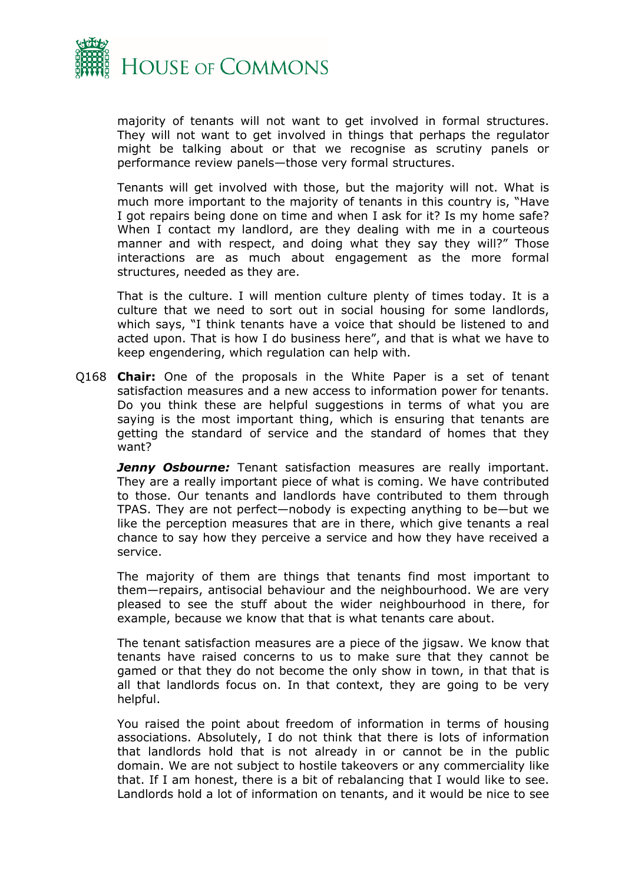majority of tenants will not want to get involved in formal structures. They will not want to get involved in things that perhaps the regulator might be talking about or that we recognise as scrutiny panels or performance review panels—those very formal structures.

Tenants will get involved with those, but the majority will not. What is much more important to the majority of tenants in this country is, "Have I got repairs being done on time and when I ask for it? Is my home safe? When I contact my landlord, are they dealing with me in a courteous manner and with respect, and doing what they say they will?" Those interactions are as much about engagement as the more formal structures, needed as they are.

That is the culture. I will mention culture plenty of times today. It is a culture that we need to sort out in social housing for some landlords, which says, "I think tenants have a voice that should be listened to and acted upon. That is how I do business here", and that is what we have to keep engendering, which regulation can help with.

Q168 **Chair:** One of the proposals in the White Paper is a set of tenant satisfaction measures and a new access to information power for tenants. Do you think these are helpful suggestions in terms of what you are saying is the most important thing, which is ensuring that tenants are getting the standard of service and the standard of homes that they want?

***Jenny Osbourne:*** Tenant satisfaction measures are really important. They are a really important piece of what is coming. We have contributed to those. Our tenants and landlords have contributed to them through TPAS. They are not perfect—nobody is expecting anything to be—but we like the perception measures that are in there, which give tenants a real chance to say how they perceive a service and how they have received a service.

The majority of them are things that tenants find most important to them—repairs, antisocial behaviour and the neighbourhood. We are very pleased to see the stuff about the wider neighbourhood in there, for example, because we know that that is what tenants care about.

The tenant satisfaction measures are a piece of the jigsaw. We know that tenants have raised concerns to us to make sure that they cannot be gamed or that they do not become the only show in town, in that that is all that landlords focus on. In that context, they are going to be very helpful.

You raised the point about freedom of information in terms of housing associations. Absolutely, I do not think that there is lots of information that landlords hold that is not already in or cannot be in the public domain. We are not subject to hostile takeovers or any commerciality like that. If I am honest, there is a bit of rebalancing that I would like to see. Landlords hold a lot of information on tenants, and it would be nice to see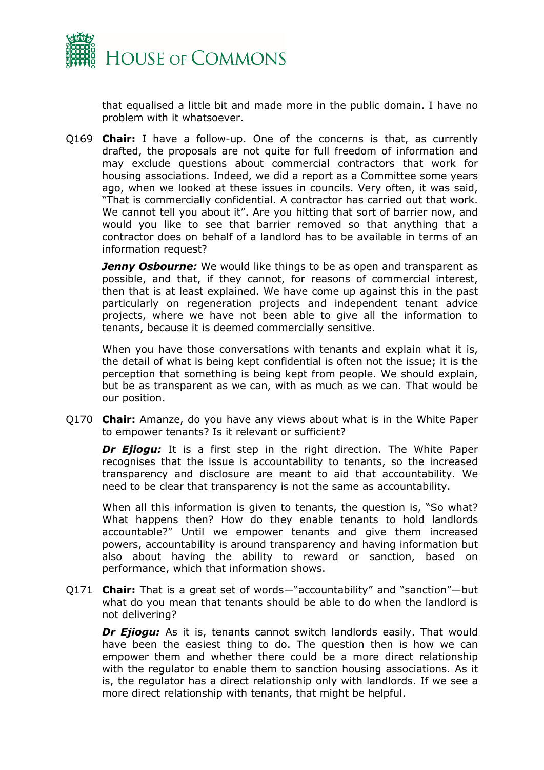that equalised a little bit and made more in the public domain. I have no problem with it whatsoever.

Q169 **Chair:** I have a follow-up. One of the concerns is that, as currently drafted, the proposals are not quite for full freedom of information and may exclude questions about commercial contractors that work for housing associations. Indeed, we did a report as a Committee some years ago, when we looked at these issues in councils. Very often, it was said, "That is commercially confidential. A contractor has carried out that work. We cannot tell you about it". Are you hitting that sort of barrier now, and would you like to see that barrier removed so that anything that a contractor does on behalf of a landlord has to be available in terms of an information request?

***Jenny Osbourne:*** We would like things to be as open and transparent as possible, and that, if they cannot, for reasons of commercial interest, then that is at least explained. We have come up against this in the past particularly on regeneration projects and independent tenant advice projects, where we have not been able to give all the information to tenants, because it is deemed commercially sensitive.

When you have those conversations with tenants and explain what it is, the detail of what is being kept confidential is often not the issue; it is the perception that something is being kept from people. We should explain, but be as transparent as we can, with as much as we can. That would be our position.

Q170 **Chair:** Amanze, do you have any views about what is in the White Paper to empower tenants? Is it relevant or sufficient?

***Dr Ejiogu:*** It is a first step in the right direction. The White Paper recognises that the issue is accountability to tenants, so the increased transparency and disclosure are meant to aid that accountability. We need to be clear that transparency is not the same as accountability.

When all this information is given to tenants, the question is, "So what? What happens then? How do they enable tenants to hold landlords accountable?" Until we empower tenants and give them increased powers, accountability is around transparency and having information but also about having the ability to reward or sanction, based on performance, which that information shows.

Q171 **Chair:** That is a great set of words—"accountability" and "sanction"—but what do you mean that tenants should be able to do when the landlord is not delivering?

***Dr Ejiogu:*** As it is, tenants cannot switch landlords easily. That would have been the easiest thing to do. The question then is how we can empower them and whether there could be a more direct relationship with the regulator to enable them to sanction housing associations. As it is, the regulator has a direct relationship only with landlords. If we see a more direct relationship with tenants, that might be helpful.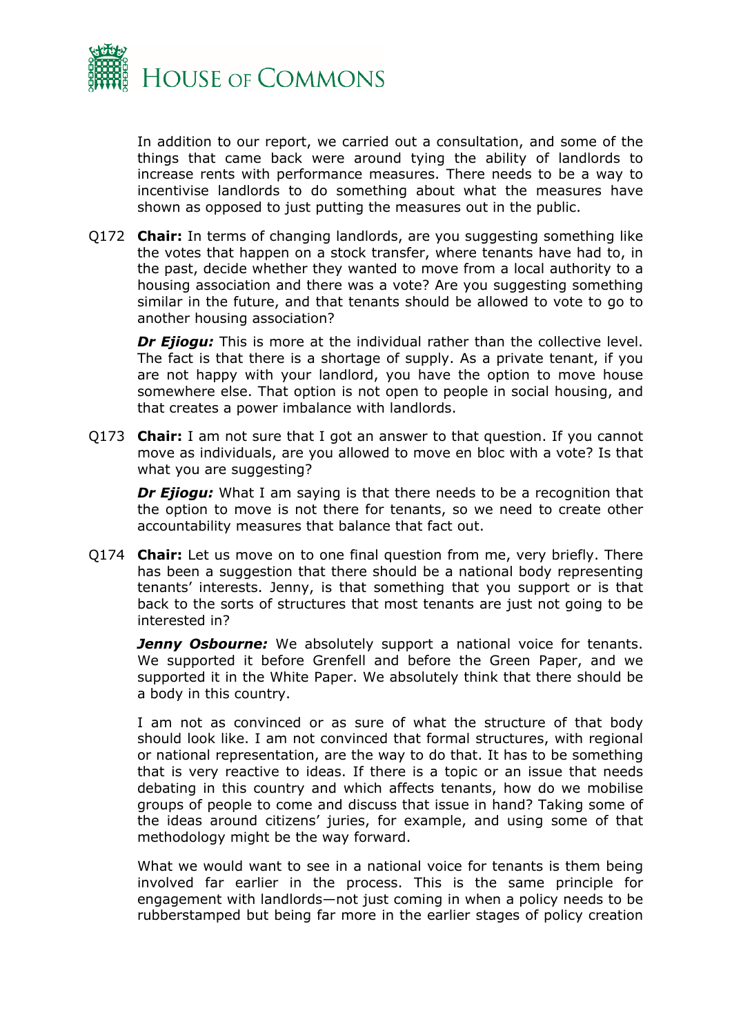In addition to our report, we carried out a consultation, and some of the things that came back were around tying the ability of landlords to increase rents with performance measures. There needs to be a way to incentivise landlords to do something about what the measures have shown as opposed to just putting the measures out in the public.

Q172 **Chair:** In terms of changing landlords, are you suggesting something like the votes that happen on a stock transfer, where tenants have had to, in the past, decide whether they wanted to move from a local authority to a housing association and there was a vote? Are you suggesting something similar in the future, and that tenants should be allowed to vote to go to another housing association?

***Dr Ejiogu:*** This is more at the individual rather than the collective level. The fact is that there is a shortage of supply. As a private tenant, if you are not happy with your landlord, you have the option to move house somewhere else. That option is not open to people in social housing, and that creates a power imbalance with landlords.

Q173 **Chair:** I am not sure that I got an answer to that question. If you cannot move as individuals, are you allowed to move en bloc with a vote? Is that what you are suggesting?

***Dr Ejiogu:*** What I am saying is that there needs to be a recognition that the option to move is not there for tenants, so we need to create other accountability measures that balance that fact out.

Q174 **Chair:** Let us move on to one final question from me, very briefly. There has been a suggestion that there should be a national body representing tenants' interests. Jenny, is that something that you support or is that back to the sorts of structures that most tenants are just not going to be interested in?

***Jenny Osbourne:*** We absolutely support a national voice for tenants. We supported it before Grenfell and before the Green Paper, and we supported it in the White Paper. We absolutely think that there should be a body in this country.

I am not as convinced or as sure of what the structure of that body should look like. I am not convinced that formal structures, with regional or national representation, are the way to do that. It has to be something that is very reactive to ideas. If there is a topic or an issue that needs debating in this country and which affects tenants, how do we mobilise groups of people to come and discuss that issue in hand? Taking some of the ideas around citizens' juries, for example, and using some of that methodology might be the way forward.

What we would want to see in a national voice for tenants is them being involved far earlier in the process. This is the same principle for engagement with landlords—not just coming in when a policy needs to be rubberstamped but being far more in the earlier stages of policy creation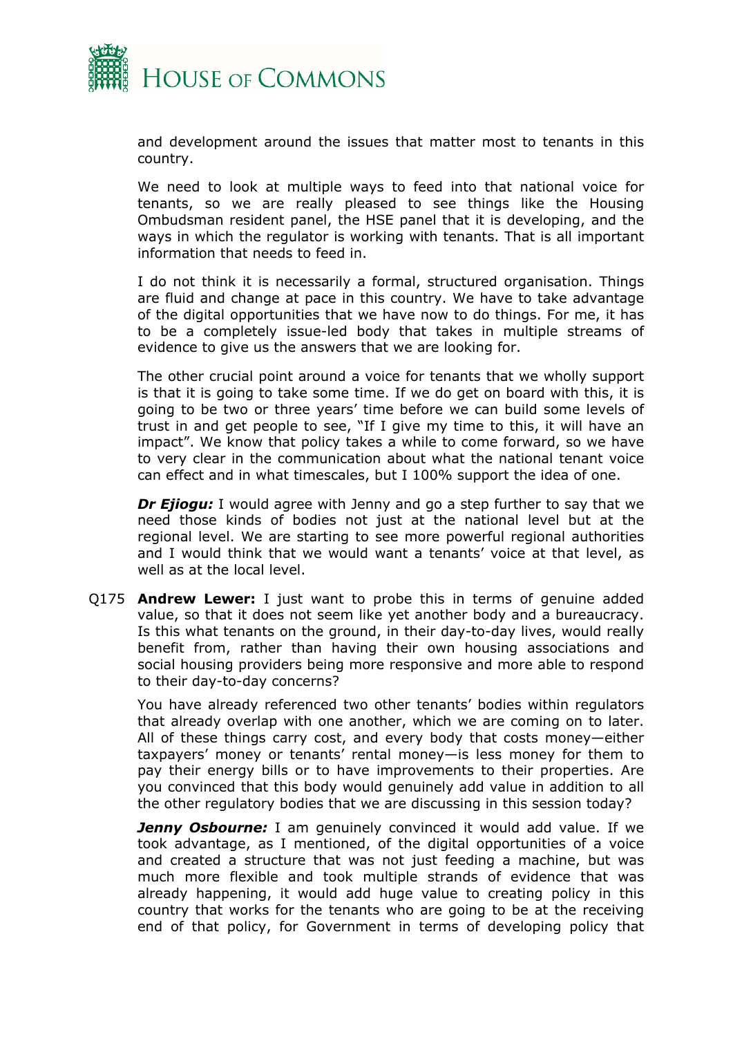and development around the issues that matter most to tenants in this country.

We need to look at multiple ways to feed into that national voice for tenants, so we are really pleased to see things like the Housing Ombudsman resident panel, the HSE panel that it is developing, and the ways in which the regulator is working with tenants. That is all important information that needs to feed in.

I do not think it is necessarily a formal, structured organisation. Things are fluid and change at pace in this country. We have to take advantage of the digital opportunities that we have now to do things. For me, it has to be a completely issue-led body that takes in multiple streams of evidence to give us the answers that we are looking for.

The other crucial point around a voice for tenants that we wholly support is that it is going to take some time. If we do get on board with this, it is going to be two or three years' time before we can build some levels of trust in and get people to see, "If I give my time to this, it will have an impact". We know that policy takes a while to come forward, so we have to very clear in the communication about what the national tenant voice can effect and in what timescales, but I 100% support the idea of one.

***Dr Ejiogu:*** I would agree with Jenny and go a step further to say that we need those kinds of bodies not just at the national level but at the regional level. We are starting to see more powerful regional authorities and I would think that we would want a tenants' voice at that level, as well as at the local level.

Q175 **Andrew Lewer:** I just want to probe this in terms of genuine added value, so that it does not seem like yet another body and a bureaucracy. Is this what tenants on the ground, in their day-to-day lives, would really benefit from, rather than having their own housing associations and social housing providers being more responsive and more able to respond to their day-to-day concerns?

You have already referenced two other tenants' bodies within regulators that already overlap with one another, which we are coming on to later. All of these things carry cost, and every body that costs money—either taxpayers' money or tenants' rental money—is less money for them to pay their energy bills or to have improvements to their properties. Are you convinced that this body would genuinely add value in addition to all the other regulatory bodies that we are discussing in this session today?

***Jenny Osbourne:*** I am genuinely convinced it would add value. If we took advantage, as I mentioned, of the digital opportunities of a voice and created a structure that was not just feeding a machine, but was much more flexible and took multiple strands of evidence that was already happening, it would add huge value to creating policy in this country that works for the tenants who are going to be at the receiving end of that policy, for Government in terms of developing policy that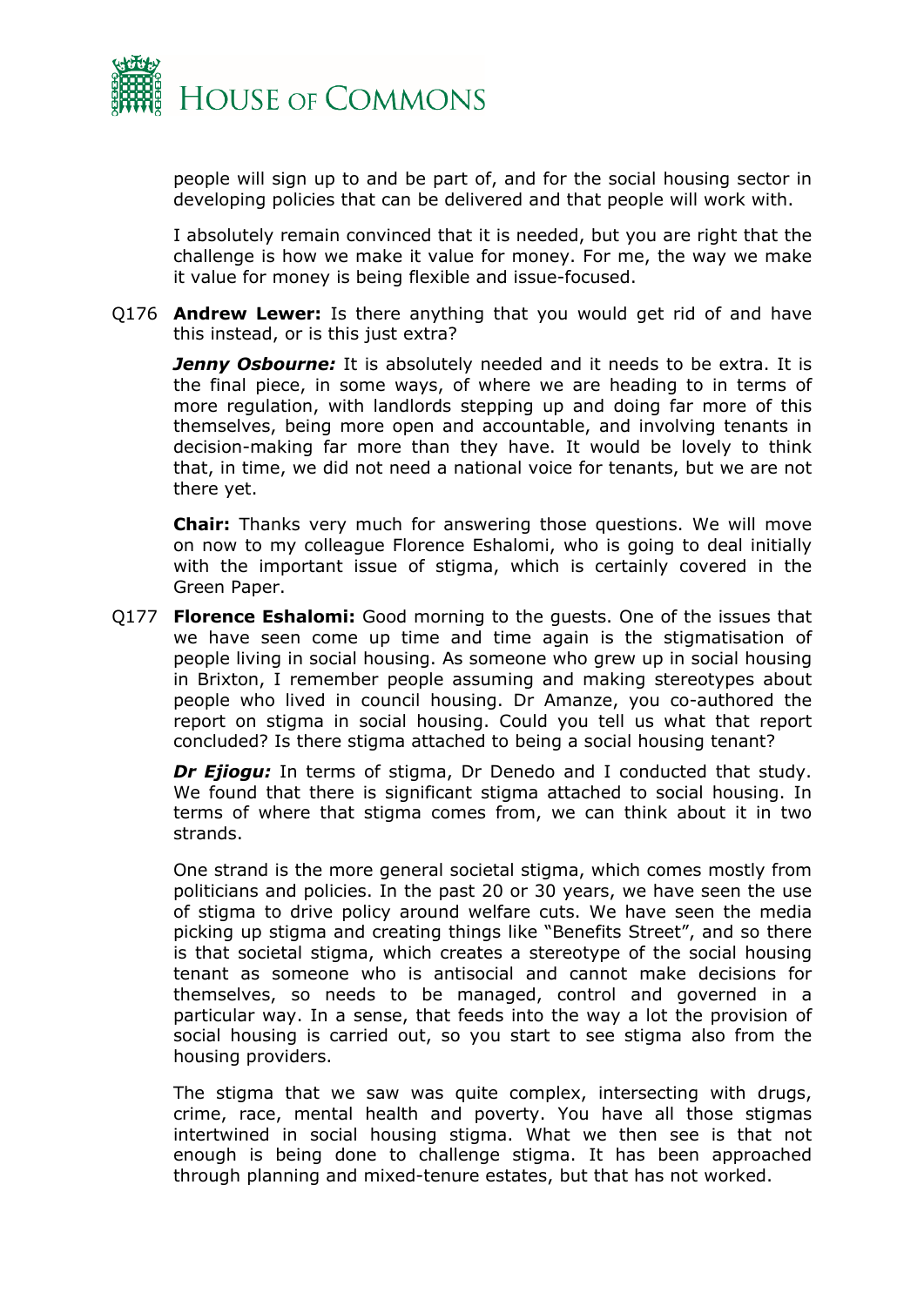people will sign up to and be part of, and for the social housing sector in developing policies that can be delivered and that people will work with.

I absolutely remain convinced that it is needed, but you are right that the challenge is how we make it value for money. For me, the way we make it value for money is being flexible and issue-focused.

Q176 **Andrew Lewer:** Is there anything that you would get rid of and have this instead, or is this just extra?

***Jenny Osbourne:*** It is absolutely needed and it needs to be extra. It is the final piece, in some ways, of where we are heading to in terms of more regulation, with landlords stepping up and doing far more of this themselves, being more open and accountable, and involving tenants in decision-making far more than they have. It would be lovely to think that, in time, we did not need a national voice for tenants, but we are not there yet.

**Chair:** Thanks very much for answering those questions. We will move on now to my colleague Florence Eshalomi, who is going to deal initially with the important issue of stigma, which is certainly covered in the Green Paper.

Q177 **Florence Eshalomi:** Good morning to the guests. One of the issues that we have seen come up time and time again is the stigmatisation of people living in social housing. As someone who grew up in social housing in Brixton, I remember people assuming and making stereotypes about people who lived in council housing. Dr Amanze, you co-authored the report on stigma in social housing. Could you tell us what that report concluded? Is there stigma attached to being a social housing tenant?

***Dr Ejiogu:*** In terms of stigma, Dr Denedo and I conducted that study. We found that there is significant stigma attached to social housing. In terms of where that stigma comes from, we can think about it in two strands.

One strand is the more general societal stigma, which comes mostly from politicians and policies. In the past 20 or 30 years, we have seen the use of stigma to drive policy around welfare cuts. We have seen the media picking up stigma and creating things like "Benefits Street", and so there is that societal stigma, which creates a stereotype of the social housing tenant as someone who is antisocial and cannot make decisions for themselves, so needs to be managed, control and governed in a particular way. In a sense, that feeds into the way a lot the provision of social housing is carried out, so you start to see stigma also from the housing providers.

The stigma that we saw was quite complex, intersecting with drugs, crime, race, mental health and poverty. You have all those stigmas intertwined in social housing stigma. What we then see is that not enough is being done to challenge stigma. It has been approached through planning and mixed-tenure estates, but that has not worked.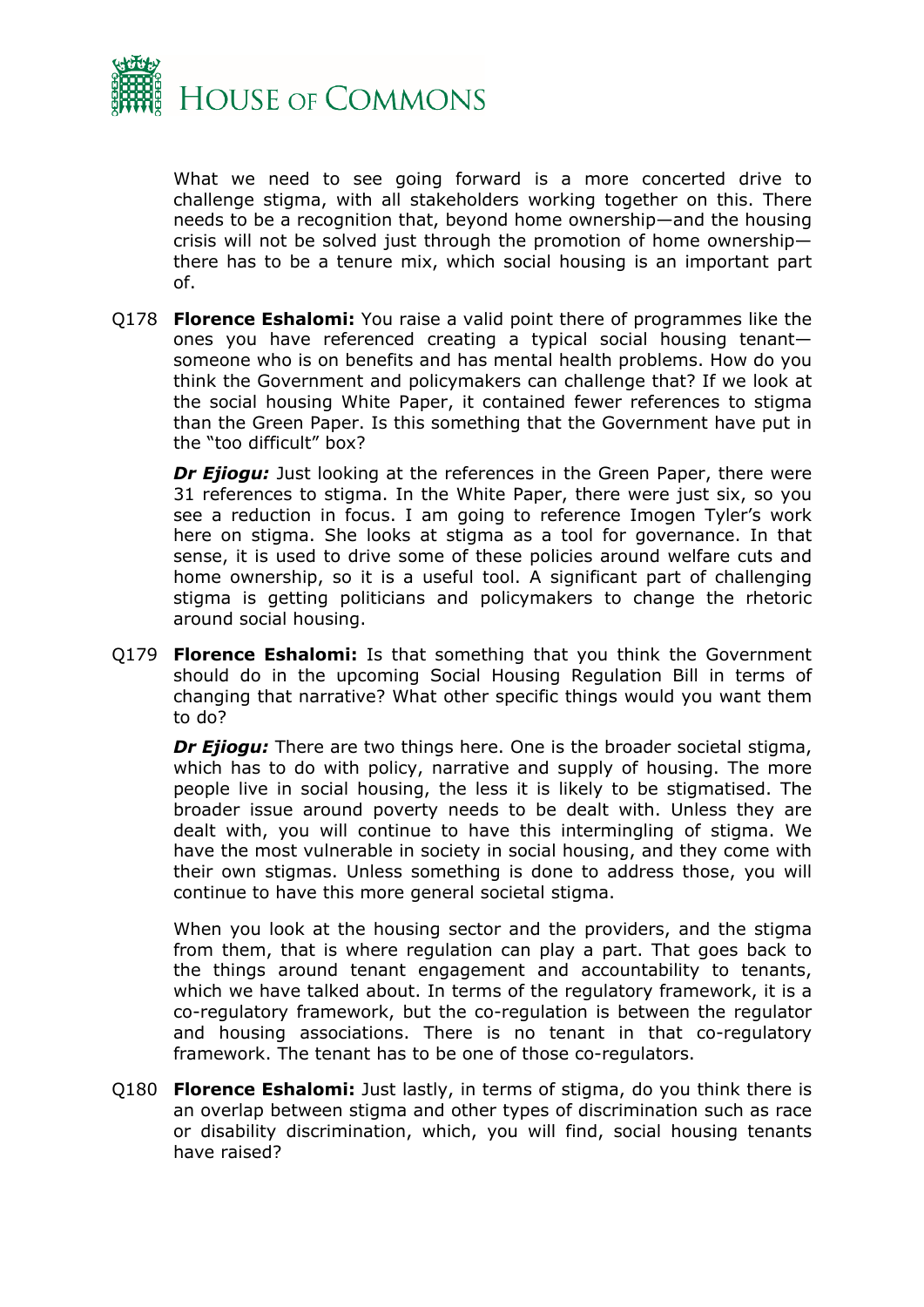What we need to see going forward is a more concerted drive to challenge stigma, with all stakeholders working together on this. There needs to be a recognition that, beyond home ownership—and the housing crisis will not be solved just through the promotion of home ownership—there has to be a tenure mix, which social housing is an important part of.

Q178 **Florence Eshalomi:** You raise a valid point there of programmes like the ones you have referenced creating a typical social housing tenant—someone who is on benefits and has mental health problems. How do you think the Government and policymakers can challenge that? If we look at the social housing White Paper, it contained fewer references to stigma than the Green Paper. Is this something that the Government have put in the "too difficult" box?

***Dr Ejiogu:*** Just looking at the references in the Green Paper, there were 31 references to stigma. In the White Paper, there were just six, so you see a reduction in focus. I am going to reference Imogen Tyler's work here on stigma. She looks at stigma as a tool for governance. In that sense, it is used to drive some of these policies around welfare cuts and home ownership, so it is a useful tool. A significant part of challenging stigma is getting politicians and policymakers to change the rhetoric around social housing.

Q179 **Florence Eshalomi:** Is that something that you think the Government should do in the upcoming Social Housing Regulation Bill in terms of changing that narrative? What other specific things would you want them to do?

***Dr Ejiogu:*** There are two things here. One is the broader societal stigma, which has to do with policy, narrative and supply of housing. The more people live in social housing, the less it is likely to be stigmatised. The broader issue around poverty needs to be dealt with. Unless they are dealt with, you will continue to have this intermingling of stigma. We have the most vulnerable in society in social housing, and they come with their own stigmas. Unless something is done to address those, you will continue to have this more general societal stigma.

When you look at the housing sector and the providers, and the stigma from them, that is where regulation can play a part. That goes back to the things around tenant engagement and accountability to tenants, which we have talked about. In terms of the regulatory framework, it is a co-regulatory framework, but the co-regulation is between the regulator and housing associations. There is no tenant in that co-regulatory framework. The tenant has to be one of those co-regulators.

Q180 **Florence Eshalomi:** Just lastly, in terms of stigma, do you think there is an overlap between stigma and other types of discrimination such as race or disability discrimination, which, you will find, social housing tenants have raised?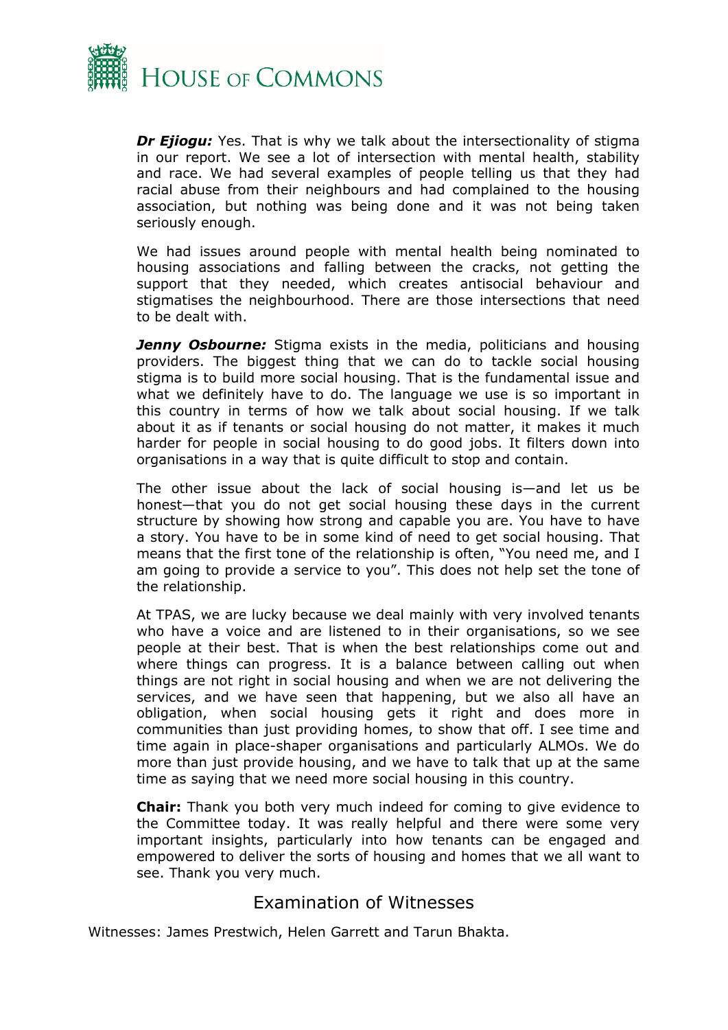***Dr Ejiogu:*** Yes. That is why we talk about the intersectionality of stigma in our report. We see a lot of intersection with mental health, stability and race. We had several examples of people telling us that they had racial abuse from their neighbours and had complained to the housing association, but nothing was being done and it was not being taken seriously enough.

We had issues around people with mental health being nominated to housing associations and falling between the cracks, not getting the support that they needed, which creates antisocial behaviour and stigmatises the neighbourhood. There are those intersections that need to be dealt with.

***Jenny Osbourne:*** Stigma exists in the media, politicians and housing providers. The biggest thing that we can do to tackle social housing stigma is to build more social housing. That is the fundamental issue and what we definitely have to do. The language we use is so important in this country in terms of how we talk about social housing. If we talk about it as if tenants or social housing do not matter, it makes it much harder for people in social housing to do good jobs. It filters down into organisations in a way that is quite difficult to stop and contain.

The other issue about the lack of social housing is—and let us be honest—that you do not get social housing these days in the current structure by showing how strong and capable you are. You have to have a story. You have to be in some kind of need to get social housing. That means that the first tone of the relationship is often, "You need me, and I am going to provide a service to you". This does not help set the tone of the relationship.

At TPAS, we are lucky because we deal mainly with very involved tenants who have a voice and are listened to in their organisations, so we see people at their best. That is when the best relationships come out and where things can progress. It is a balance between calling out when things are not right in social housing and when we are not delivering the services, and we have seen that happening, but we also all have an obligation, when social housing gets it right and does more in communities than just providing homes, to show that off. I see time and time again in place-shaper organisations and particularly ALMOs. We do more than just provide housing, and we have to talk that up at the same time as saying that we need more social housing in this country.

**Chair:** Thank you both very much indeed for coming to give evidence to the Committee today. It was really helpful and there were some very important insights, particularly into how tenants can be engaged and empowered to deliver the sorts of housing and homes that we all want to see. Thank you very much.

## Examination of Witnesses

Witnesses: James Prestwich, Helen Garrett and Tarun Bhakta.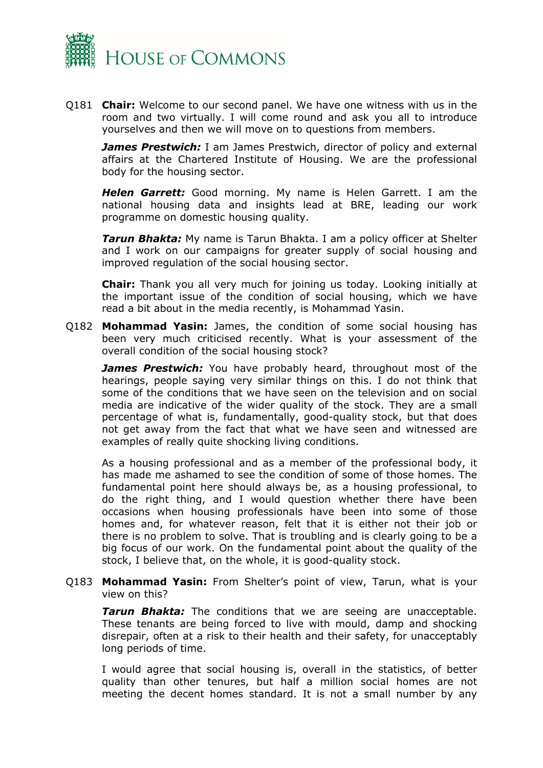Q181 **Chair:** Welcome to our second panel. We have one witness with us in the room and two virtually. I will come round and ask you all to introduce yourselves and then we will move on to questions from members.

***James Prestwich:*** I am James Prestwich, director of policy and external affairs at the Chartered Institute of Housing. We are the professional body for the housing sector.

***Helen Garrett:*** Good morning. My name is Helen Garrett. I am the national housing data and insights lead at BRE, leading our work programme on domestic housing quality.

***Tarun Bhakta:*** My name is Tarun Bhakta. I am a policy officer at Shelter and I work on our campaigns for greater supply of social housing and improved regulation of the social housing sector.

**Chair:** Thank you all very much for joining us today. Looking initially at the important issue of the condition of social housing, which we have read a bit about in the media recently, is Mohammad Yasin.

Q182 **Mohammad Yasin:** James, the condition of some social housing has been very much criticised recently. What is your assessment of the overall condition of the social housing stock?

***James Prestwich:*** You have probably heard, throughout most of the hearings, people saying very similar things on this. I do not think that some of the conditions that we have seen on the television and on social media are indicative of the wider quality of the stock. They are a small percentage of what is, fundamentally, good-quality stock, but that does not get away from the fact that what we have seen and witnessed are examples of really quite shocking living conditions.

As a housing professional and as a member of the professional body, it has made me ashamed to see the condition of some of those homes. The fundamental point here should always be, as a housing professional, to do the right thing, and I would question whether there have been occasions when housing professionals have been into some of those homes and, for whatever reason, felt that it is either not their job or there is no problem to solve. That is troubling and is clearly going to be a big focus of our work. On the fundamental point about the quality of the stock, I believe that, on the whole, it is good-quality stock.

Q183 **Mohammad Yasin:** From Shelter's point of view, Tarun, what is your view on this?

***Tarun Bhakta:*** The conditions that we are seeing are unacceptable. These tenants are being forced to live with mould, damp and shocking disrepair, often at a risk to their health and their safety, for unacceptably long periods of time.

I would agree that social housing is, overall in the statistics, of better quality than other tenures, but half a million social homes are not meeting the decent homes standard. It is not a small number by any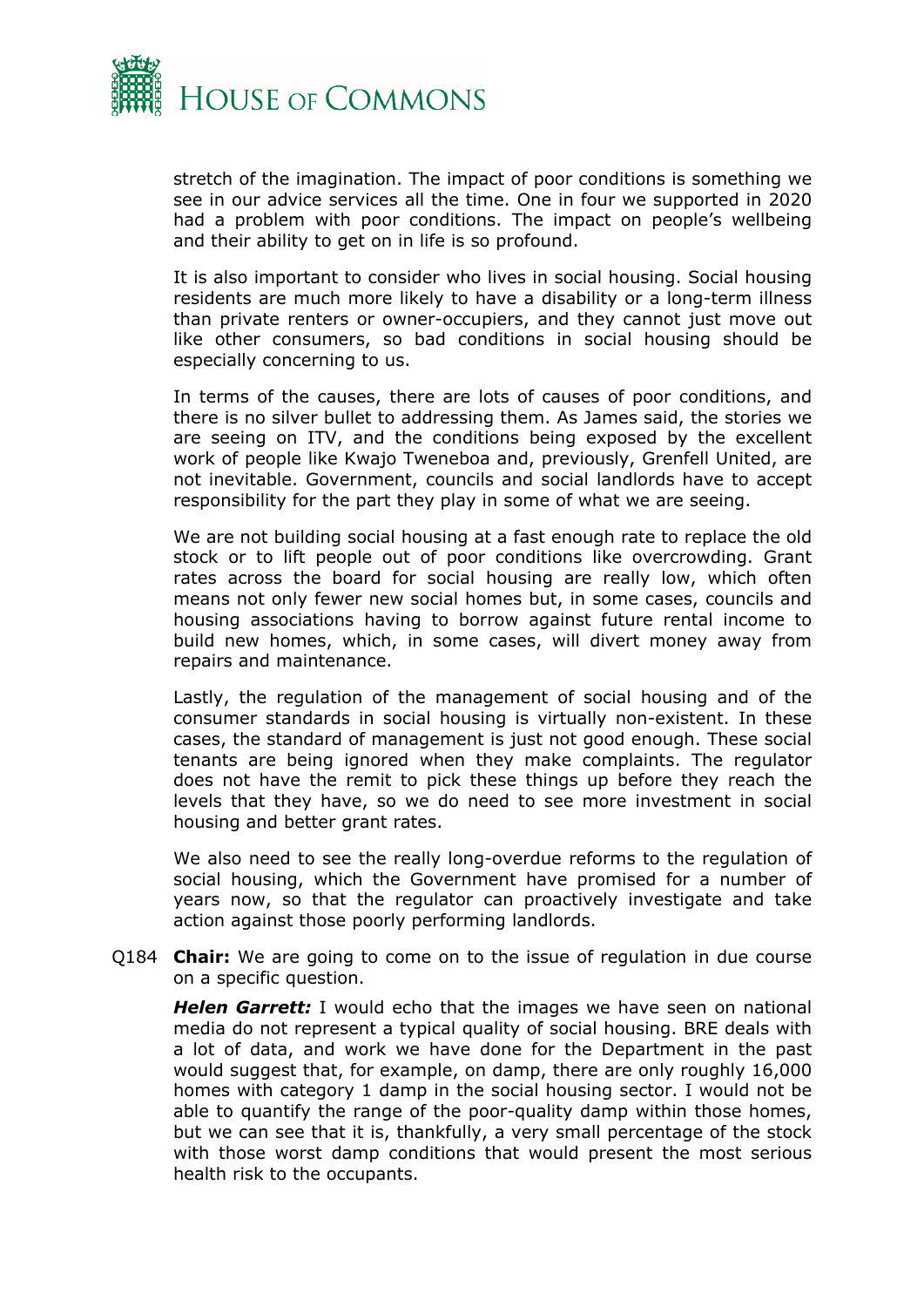stretch of the imagination. The impact of poor conditions is something we see in our advice services all the time. One in four we supported in 2020 had a problem with poor conditions. The impact on people's wellbeing and their ability to get on in life is so profound.

It is also important to consider who lives in social housing. Social housing residents are much more likely to have a disability or a long-term illness than private renters or owner-occupiers, and they cannot just move out like other consumers, so bad conditions in social housing should be especially concerning to us.

In terms of the causes, there are lots of causes of poor conditions, and there is no silver bullet to addressing them. As James said, the stories we are seeing on ITV, and the conditions being exposed by the excellent work of people like Kwajo Tweneboa and, previously, Grenfell United, are not inevitable. Government, councils and social landlords have to accept responsibility for the part they play in some of what we are seeing.

We are not building social housing at a fast enough rate to replace the old stock or to lift people out of poor conditions like overcrowding. Grant rates across the board for social housing are really low, which often means not only fewer new social homes but, in some cases, councils and housing associations having to borrow against future rental income to build new homes, which, in some cases, will divert money away from repairs and maintenance.

Lastly, the regulation of the management of social housing and of the consumer standards in social housing is virtually non-existent. In these cases, the standard of management is just not good enough. These social tenants are being ignored when they make complaints. The regulator does not have the remit to pick these things up before they reach the levels that they have, so we do need to see more investment in social housing and better grant rates.

We also need to see the really long-overdue reforms to the regulation of social housing, which the Government have promised for a number of years now, so that the regulator can proactively investigate and take action against those poorly performing landlords.

Q184 **Chair:** We are going to come on to the issue of regulation in due course on a specific question.

***Helen Garrett:*** I would echo that the images we have seen on national media do not represent a typical quality of social housing. BRE deals with a lot of data, and work we have done for the Department in the past would suggest that, for example, on damp, there are only roughly 16,000 homes with category 1 damp in the social housing sector. I would not be able to quantify the range of the poor-quality damp within those homes, but we can see that it is, thankfully, a very small percentage of the stock with those worst damp conditions that would present the most serious health risk to the occupants.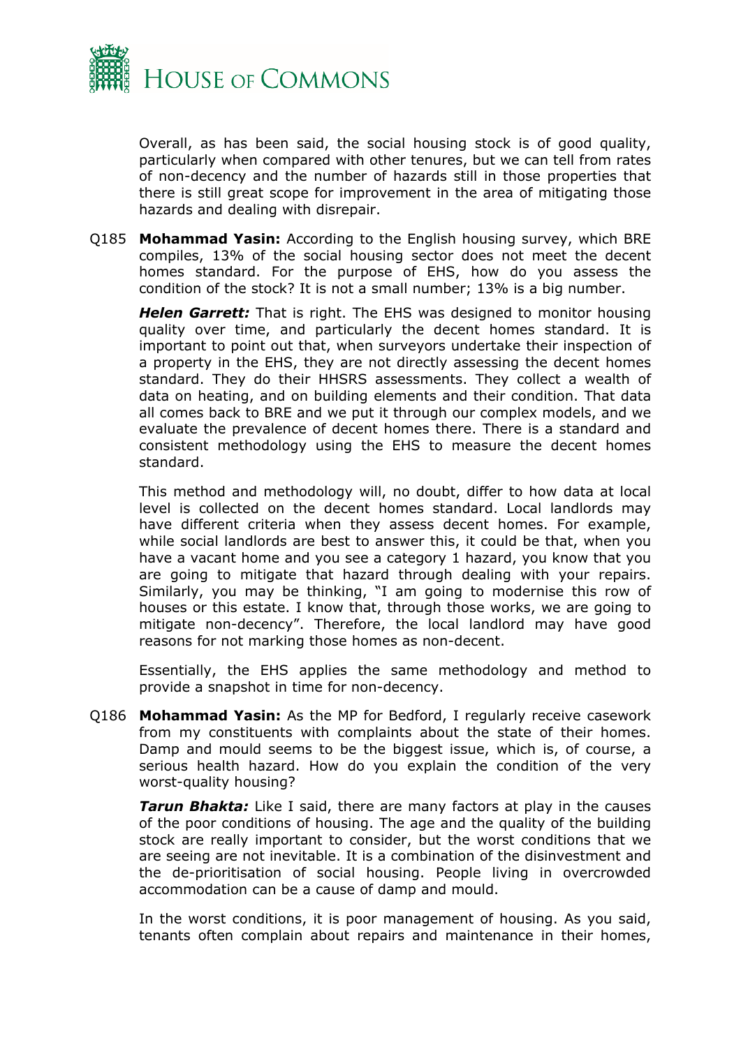Overall, as has been said, the social housing stock is of good quality, particularly when compared with other tenures, but we can tell from rates of non-decency and the number of hazards still in those properties that there is still great scope for improvement in the area of mitigating those hazards and dealing with disrepair.

Q185 **Mohammad Yasin:** According to the English housing survey, which BRE compiles, 13% of the social housing sector does not meet the decent homes standard. For the purpose of EHS, how do you assess the condition of the stock? It is not a small number; 13% is a big number.

***Helen Garrett:*** That is right. The EHS was designed to monitor housing quality over time, and particularly the decent homes standard. It is important to point out that, when surveyors undertake their inspection of a property in the EHS, they are not directly assessing the decent homes standard. They do their HHSRS assessments. They collect a wealth of data on heating, and on building elements and their condition. That data all comes back to BRE and we put it through our complex models, and we evaluate the prevalence of decent homes there. There is a standard and consistent methodology using the EHS to measure the decent homes standard.

This method and methodology will, no doubt, differ to how data at local level is collected on the decent homes standard. Local landlords may have different criteria when they assess decent homes. For example, while social landlords are best to answer this, it could be that, when you have a vacant home and you see a category 1 hazard, you know that you are going to mitigate that hazard through dealing with your repairs. Similarly, you may be thinking, "I am going to modernise this row of houses or this estate. I know that, through those works, we are going to mitigate non-decency". Therefore, the local landlord may have good reasons for not marking those homes as non-decent.

Essentially, the EHS applies the same methodology and method to provide a snapshot in time for non-decency.

Q186 **Mohammad Yasin:** As the MP for Bedford, I regularly receive casework from my constituents with complaints about the state of their homes. Damp and mould seems to be the biggest issue, which is, of course, a serious health hazard. How do you explain the condition of the very worst-quality housing?

***Tarun Bhakta:*** Like I said, there are many factors at play in the causes of the poor conditions of housing. The age and the quality of the building stock are really important to consider, but the worst conditions that we are seeing are not inevitable. It is a combination of the disinvestment and the de-prioritisation of social housing. People living in overcrowded accommodation can be a cause of damp and mould.

In the worst conditions, it is poor management of housing. As you said, tenants often complain about repairs and maintenance in their homes,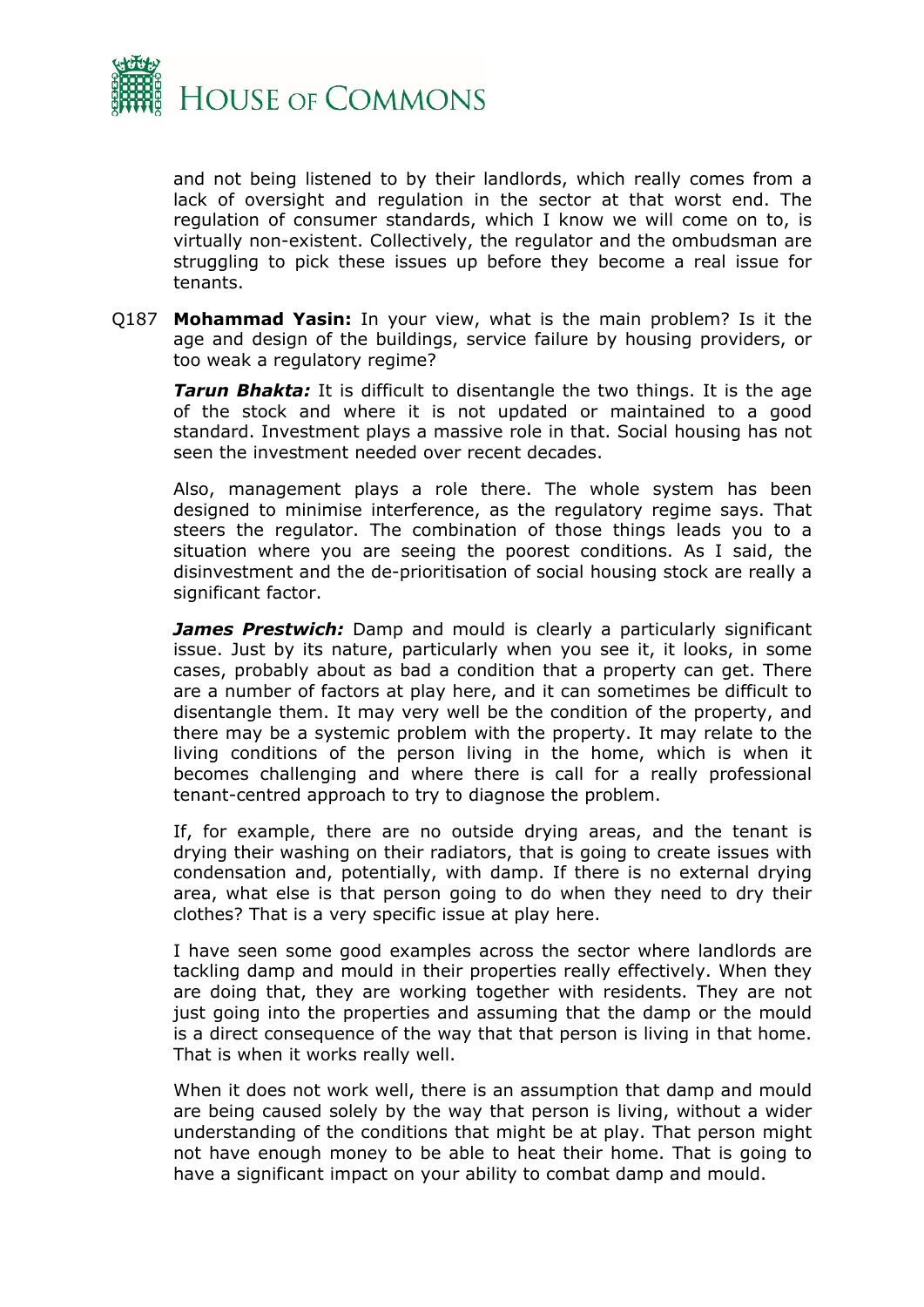and not being listened to by their landlords, which really comes from a lack of oversight and regulation in the sector at that worst end. The regulation of consumer standards, which I know we will come on to, is virtually non-existent. Collectively, the regulator and the ombudsman are struggling to pick these issues up before they become a real issue for tenants.

Q187 **Mohammad Yasin:** In your view, what is the main problem? Is it the age and design of the buildings, service failure by housing providers, or too weak a regulatory regime?

***Tarun Bhakta:*** It is difficult to disentangle the two things. It is the age of the stock and where it is not updated or maintained to a good standard. Investment plays a massive role in that. Social housing has not seen the investment needed over recent decades.

Also, management plays a role there. The whole system has been designed to minimise interference, as the regulatory regime says. That steers the regulator. The combination of those things leads you to a situation where you are seeing the poorest conditions. As I said, the disinvestment and the de-prioritisation of social housing stock are really a significant factor.

***James Prestwich:*** Damp and mould is clearly a particularly significant issue. Just by its nature, particularly when you see it, it looks, in some cases, probably about as bad a condition that a property can get. There are a number of factors at play here, and it can sometimes be difficult to disentangle them. It may very well be the condition of the property, and there may be a systemic problem with the property. It may relate to the living conditions of the person living in the home, which is when it becomes challenging and where there is call for a really professional tenant-centred approach to try to diagnose the problem.

If, for example, there are no outside drying areas, and the tenant is drying their washing on their radiators, that is going to create issues with condensation and, potentially, with damp. If there is no external drying area, what else is that person going to do when they need to dry their clothes? That is a very specific issue at play here.

I have seen some good examples across the sector where landlords are tackling damp and mould in their properties really effectively. When they are doing that, they are working together with residents. They are not just going into the properties and assuming that the damp or the mould is a direct consequence of the way that that person is living in that home. That is when it works really well.

When it does not work well, there is an assumption that damp and mould are being caused solely by the way that person is living, without a wider understanding of the conditions that might be at play. That person might not have enough money to be able to heat their home. That is going to have a significant impact on your ability to combat damp and mould.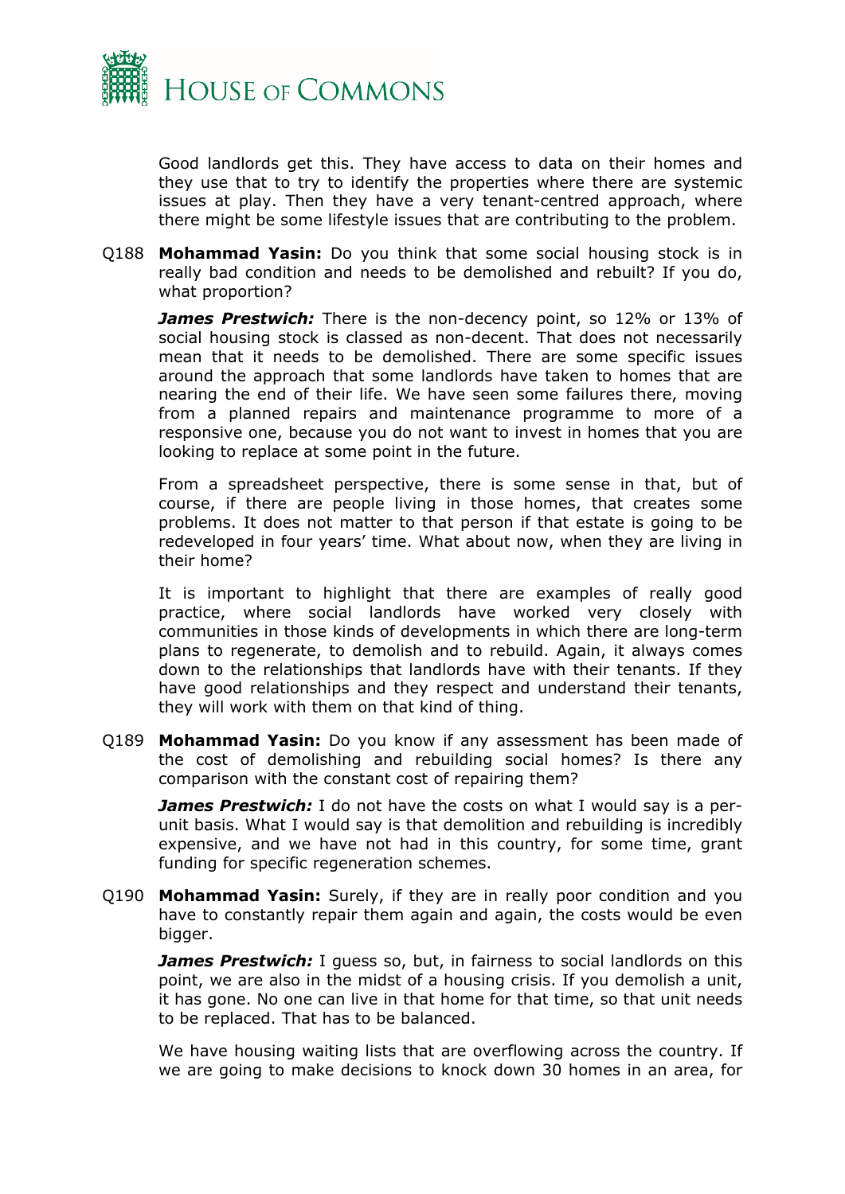Good landlords get this. They have access to data on their homes and they use that to try to identify the properties where there are systemic issues at play. Then they have a very tenant-centred approach, where there might be some lifestyle issues that are contributing to the problem.

Q188 **Mohammad Yasin:** Do you think that some social housing stock is in really bad condition and needs to be demolished and rebuilt? If you do, what proportion?

***James Prestwich:*** There is the non-decency point, so 12% or 13% of social housing stock is classed as non-decent. That does not necessarily mean that it needs to be demolished. There are some specific issues around the approach that some landlords have taken to homes that are nearing the end of their life. We have seen some failures there, moving from a planned repairs and maintenance programme to more of a responsive one, because you do not want to invest in homes that you are looking to replace at some point in the future.

From a spreadsheet perspective, there is some sense in that, but of course, if there are people living in those homes, that creates some problems. It does not matter to that person if that estate is going to be redeveloped in four years' time. What about now, when they are living in their home?

It is important to highlight that there are examples of really good practice, where social landlords have worked very closely with communities in those kinds of developments in which there are long-term plans to regenerate, to demolish and to rebuild. Again, it always comes down to the relationships that landlords have with their tenants. If they have good relationships and they respect and understand their tenants, they will work with them on that kind of thing.

Q189 **Mohammad Yasin:** Do you know if any assessment has been made of the cost of demolishing and rebuilding social homes? Is there any comparison with the constant cost of repairing them?

***James Prestwich:*** I do not have the costs on what I would say is a per-unit basis. What I would say is that demolition and rebuilding is incredibly expensive, and we have not had in this country, for some time, grant funding for specific regeneration schemes.

Q190 **Mohammad Yasin:** Surely, if they are in really poor condition and you have to constantly repair them again and again, the costs would be even bigger.

***James Prestwich:*** I guess so, but, in fairness to social landlords on this point, we are also in the midst of a housing crisis. If you demolish a unit, it has gone. No one can live in that home for that time, so that unit needs to be replaced. That has to be balanced.

We have housing waiting lists that are overflowing across the country. If we are going to make decisions to knock down 30 homes in an area, for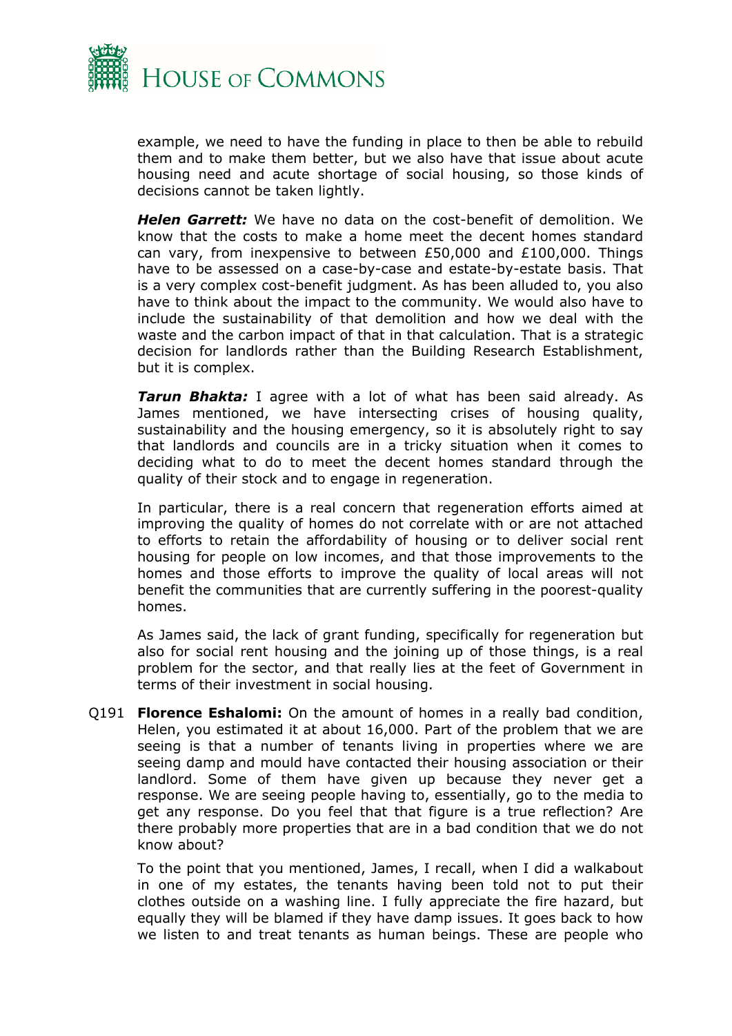example, we need to have the funding in place to then be able to rebuild them and to make them better, but we also have that issue about acute housing need and acute shortage of social housing, so those kinds of decisions cannot be taken lightly.

***Helen Garrett:*** We have no data on the cost-benefit of demolition. We know that the costs to make a home meet the decent homes standard can vary, from inexpensive to between £50,000 and £100,000. Things have to be assessed on a case-by-case and estate-by-estate basis. That is a very complex cost-benefit judgment. As has been alluded to, you also have to think about the impact to the community. We would also have to include the sustainability of that demolition and how we deal with the waste and the carbon impact of that in that calculation. That is a strategic decision for landlords rather than the Building Research Establishment, but it is complex.

***Tarun Bhakta:*** I agree with a lot of what has been said already. As James mentioned, we have intersecting crises of housing quality, sustainability and the housing emergency, so it is absolutely right to say that landlords and councils are in a tricky situation when it comes to deciding what to do to meet the decent homes standard through the quality of their stock and to engage in regeneration.

In particular, there is a real concern that regeneration efforts aimed at improving the quality of homes do not correlate with or are not attached to efforts to retain the affordability of housing or to deliver social rent housing for people on low incomes, and that those improvements to the homes and those efforts to improve the quality of local areas will not benefit the communities that are currently suffering in the poorest-quality homes.

As James said, the lack of grant funding, specifically for regeneration but also for social rent housing and the joining up of those things, is a real problem for the sector, and that really lies at the feet of Government in terms of their investment in social housing.

Q191 **Florence Eshalomi:** On the amount of homes in a really bad condition, Helen, you estimated it at about 16,000. Part of the problem that we are seeing is that a number of tenants living in properties where we are seeing damp and mould have contacted their housing association or their landlord. Some of them have given up because they never get a response. We are seeing people having to, essentially, go to the media to get any response. Do you feel that that figure is a true reflection? Are there probably more properties that are in a bad condition that we do not know about?

To the point that you mentioned, James, I recall, when I did a walkabout in one of my estates, the tenants having been told not to put their clothes outside on a washing line. I fully appreciate the fire hazard, but equally they will be blamed if they have damp issues. It goes back to how we listen to and treat tenants as human beings. These are people who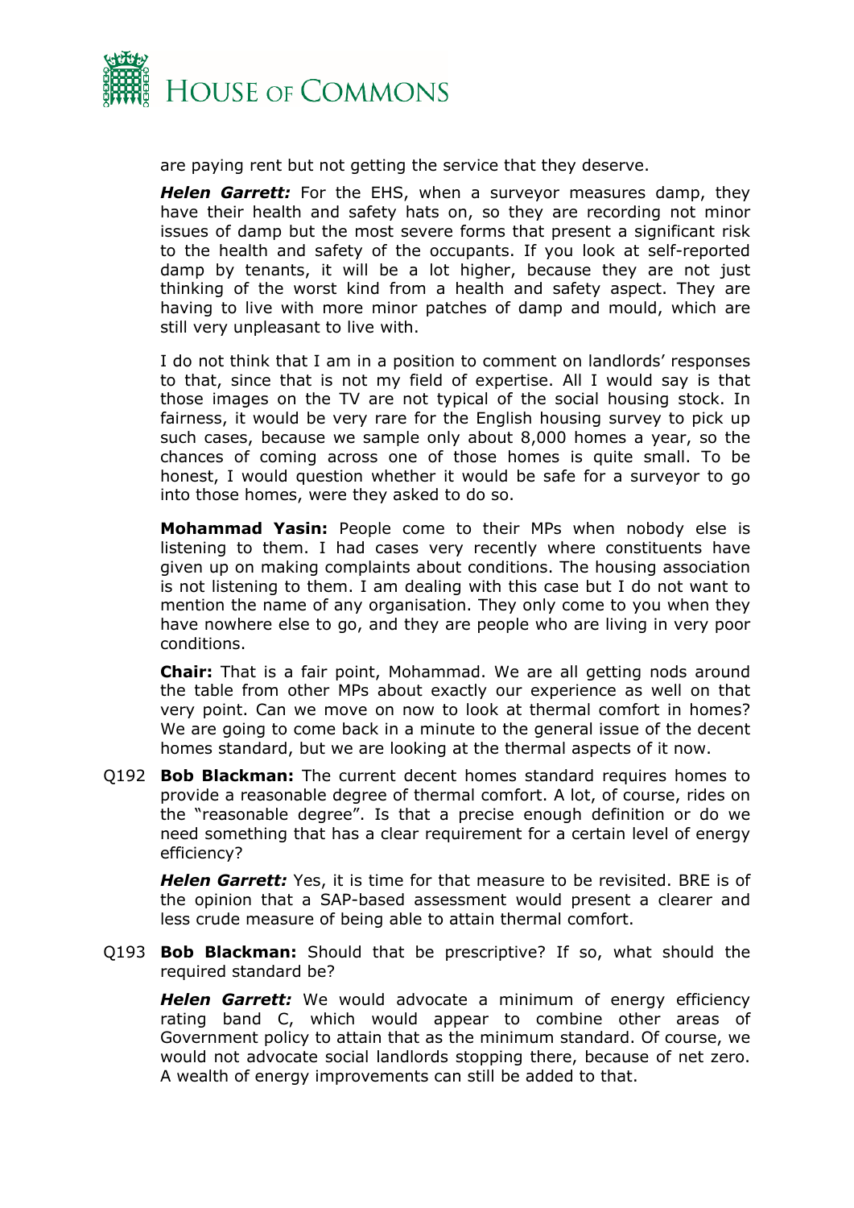are paying rent but not getting the service that they deserve.

***Helen Garrett:*** For the EHS, when a surveyor measures damp, they have their health and safety hats on, so they are recording not minor issues of damp but the most severe forms that present a significant risk to the health and safety of the occupants. If you look at self-reported damp by tenants, it will be a lot higher, because they are not just thinking of the worst kind from a health and safety aspect. They are having to live with more minor patches of damp and mould, which are still very unpleasant to live with.

I do not think that I am in a position to comment on landlords' responses to that, since that is not my field of expertise. All I would say is that those images on the TV are not typical of the social housing stock. In fairness, it would be very rare for the English housing survey to pick up such cases, because we sample only about 8,000 homes a year, so the chances of coming across one of those homes is quite small. To be honest, I would question whether it would be safe for a surveyor to go into those homes, were they asked to do so.

**Mohammad Yasin:** People come to their MPs when nobody else is listening to them. I had cases very recently where constituents have given up on making complaints about conditions. The housing association is not listening to them. I am dealing with this case but I do not want to mention the name of any organisation. They only come to you when they have nowhere else to go, and they are people who are living in very poor conditions.

**Chair:** That is a fair point, Mohammad. We are all getting nods around the table from other MPs about exactly our experience as well on that very point. Can we move on now to look at thermal comfort in homes? We are going to come back in a minute to the general issue of the decent homes standard, but we are looking at the thermal aspects of it now.

Q192 **Bob Blackman:** The current decent homes standard requires homes to provide a reasonable degree of thermal comfort. A lot, of course, rides on the "reasonable degree". Is that a precise enough definition or do we need something that has a clear requirement for a certain level of energy efficiency?

***Helen Garrett:*** Yes, it is time for that measure to be revisited. BRE is of the opinion that a SAP-based assessment would present a clearer and less crude measure of being able to attain thermal comfort.

Q193 **Bob Blackman:** Should that be prescriptive? If so, what should the required standard be?

***Helen Garrett:*** We would advocate a minimum of energy efficiency rating band C, which would appear to combine other areas of Government policy to attain that as the minimum standard. Of course, we would not advocate social landlords stopping there, because of net zero. A wealth of energy improvements can still be added to that.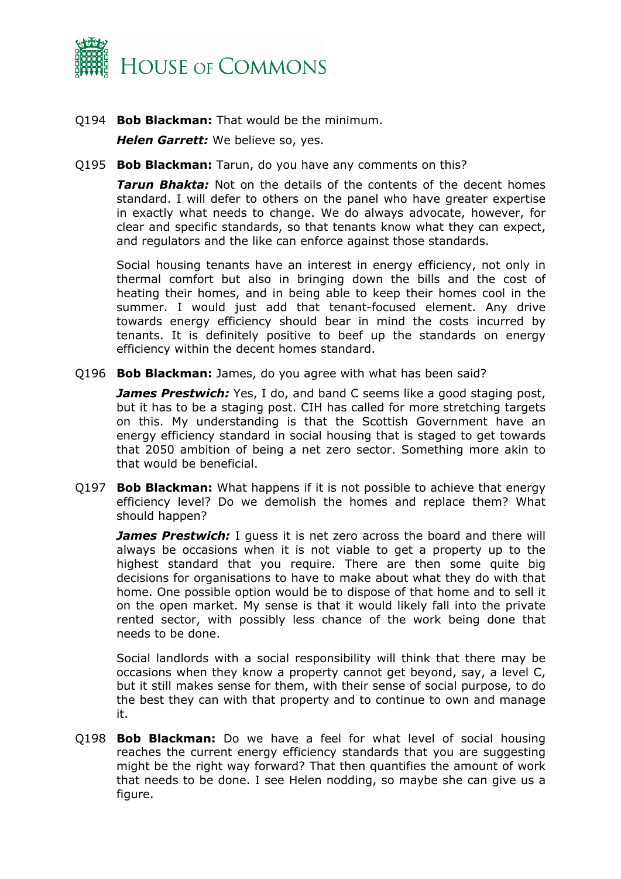Q194 **Bob Blackman:** That would be the minimum.

***Helen Garrett:*** We believe so, yes.

Q195 **Bob Blackman:** Tarun, do you have any comments on this?

***Tarun Bhakta:*** Not on the details of the contents of the decent homes standard. I will defer to others on the panel who have greater expertise in exactly what needs to change. We do always advocate, however, for clear and specific standards, so that tenants know what they can expect, and regulators and the like can enforce against those standards.

Social housing tenants have an interest in energy efficiency, not only in thermal comfort but also in bringing down the bills and the cost of heating their homes, and in being able to keep their homes cool in the summer. I would just add that tenant-focused element. Any drive towards energy efficiency should bear in mind the costs incurred by tenants. It is definitely positive to beef up the standards on energy efficiency within the decent homes standard.

Q196 **Bob Blackman:** James, do you agree with what has been said?

***James Prestwich:*** Yes, I do, and band C seems like a good staging post, but it has to be a staging post. CIH has called for more stretching targets on this. My understanding is that the Scottish Government have an energy efficiency standard in social housing that is staged to get towards that 2050 ambition of being a net zero sector. Something more akin to that would be beneficial.

Q197 **Bob Blackman:** What happens if it is not possible to achieve that energy efficiency level? Do we demolish the homes and replace them? What should happen?

***James Prestwich:*** I guess it is net zero across the board and there will always be occasions when it is not viable to get a property up to the highest standard that you require. There are then some quite big decisions for organisations to have to make about what they do with that home. One possible option would be to dispose of that home and to sell it on the open market. My sense is that it would likely fall into the private rented sector, with possibly less chance of the work being done that needs to be done.

Social landlords with a social responsibility will think that there may be occasions when they know a property cannot get beyond, say, a level C, but it still makes sense for them, with their sense of social purpose, to do the best they can with that property and to continue to own and manage it.

Q198 **Bob Blackman:** Do we have a feel for what level of social housing reaches the current energy efficiency standards that you are suggesting might be the right way forward? That then quantifies the amount of work that needs to be done. I see Helen nodding, so maybe she can give us a figure.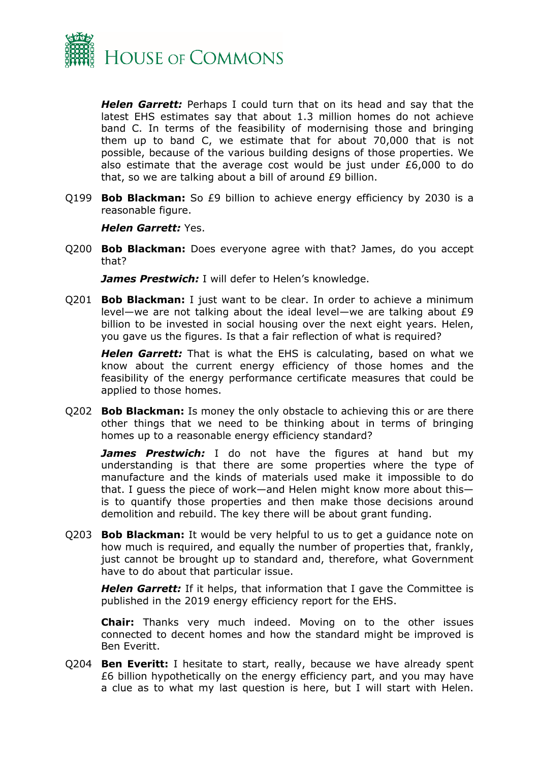***Helen Garrett:*** Perhaps I could turn that on its head and say that the latest EHS estimates say that about 1.3 million homes do not achieve band C. In terms of the feasibility of modernising those and bringing them up to band C, we estimate that for about 70,000 that is not possible, because of the various building designs of those properties. We also estimate that the average cost would be just under £6,000 to do that, so we are talking about a bill of around £9 billion.

Q199 **Bob Blackman:** So £9 billion to achieve energy efficiency by 2030 is a reasonable figure.

***Helen Garrett:*** Yes.

Q200 **Bob Blackman:** Does everyone agree with that? James, do you accept that?

***James Prestwich:*** I will defer to Helen's knowledge.

Q201 **Bob Blackman:** I just want to be clear. In order to achieve a minimum level—we are not talking about the ideal level—we are talking about £9 billion to be invested in social housing over the next eight years. Helen, you gave us the figures. Is that a fair reflection of what is required?

***Helen Garrett:*** That is what the EHS is calculating, based on what we know about the current energy efficiency of those homes and the feasibility of the energy performance certificate measures that could be applied to those homes.

Q202 **Bob Blackman:** Is money the only obstacle to achieving this or are there other things that we need to be thinking about in terms of bringing homes up to a reasonable energy efficiency standard?

***James Prestwich:*** I do not have the figures at hand but my understanding is that there are some properties where the type of manufacture and the kinds of materials used make it impossible to do that. I guess the piece of work—and Helen might know more about this—is to quantify those properties and then make those decisions around demolition and rebuild. The key there will be about grant funding.

Q203 **Bob Blackman:** It would be very helpful to us to get a guidance note on how much is required, and equally the number of properties that, frankly, just cannot be brought up to standard and, therefore, what Government have to do about that particular issue.

***Helen Garrett:*** If it helps, that information that I gave the Committee is published in the 2019 energy efficiency report for the EHS.

**Chair:** Thanks very much indeed. Moving on to the other issues connected to decent homes and how the standard might be improved is Ben Everitt.

Q204 **Ben Everitt:** I hesitate to start, really, because we have already spent £6 billion hypothetically on the energy efficiency part, and you may have a clue as to what my last question is here, but I will start with Helen.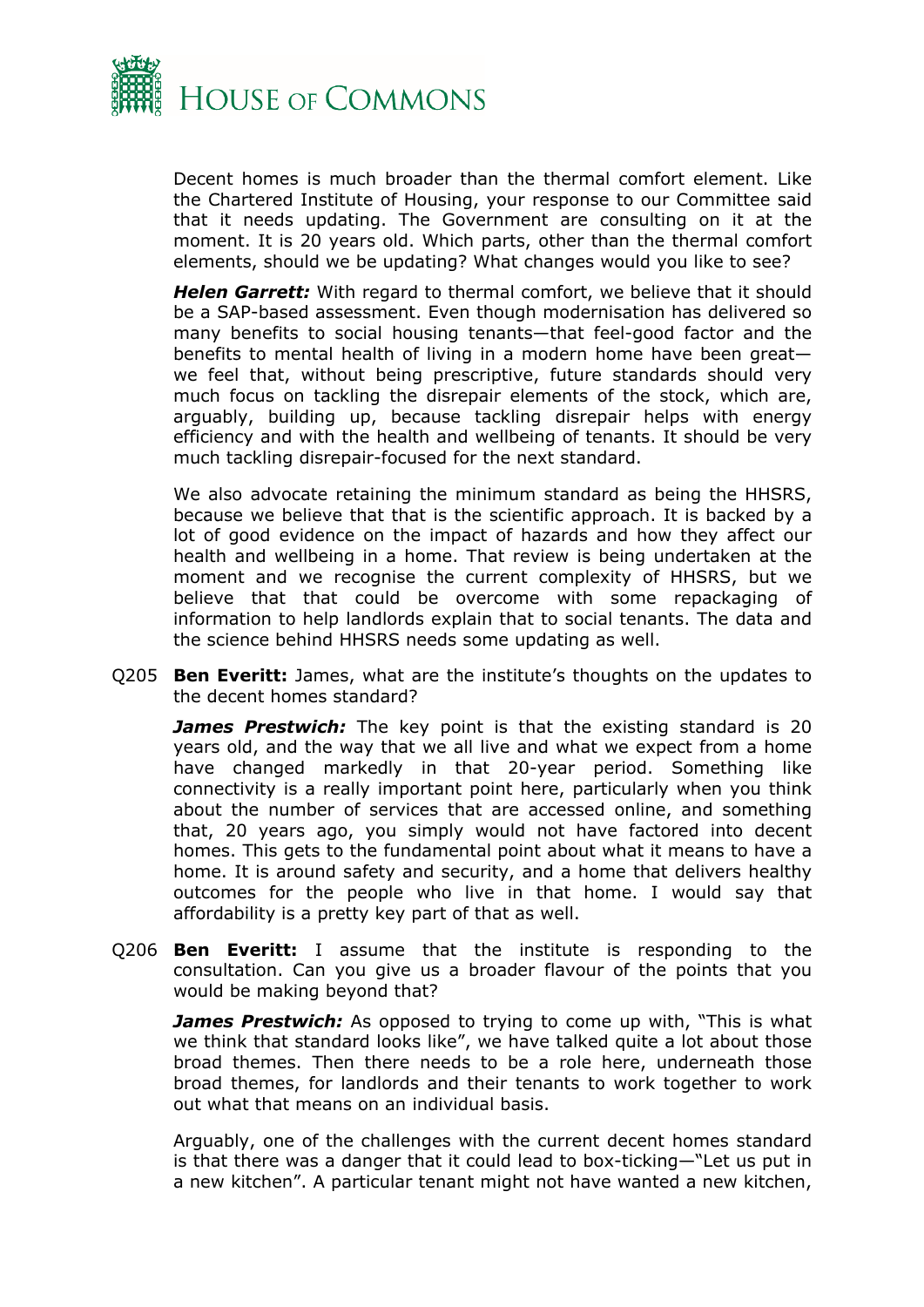Decent homes is much broader than the thermal comfort element. Like the Chartered Institute of Housing, your response to our Committee said that it needs updating. The Government are consulting on it at the moment. It is 20 years old. Which parts, other than the thermal comfort elements, should we be updating? What changes would you like to see?

***Helen Garrett:*** With regard to thermal comfort, we believe that it should be a SAP-based assessment. Even though modernisation has delivered so many benefits to social housing tenants—that feel-good factor and the benefits to mental health of living in a modern home have been great—we feel that, without being prescriptive, future standards should very much focus on tackling the disrepair elements of the stock, which are, arguably, building up, because tackling disrepair helps with energy efficiency and with the health and wellbeing of tenants. It should be very much tackling disrepair-focused for the next standard.

We also advocate retaining the minimum standard as being the HHSRS, because we believe that that is the scientific approach. It is backed by a lot of good evidence on the impact of hazards and how they affect our health and wellbeing in a home. That review is being undertaken at the moment and we recognise the current complexity of HHSRS, but we believe that that could be overcome with some repackaging of information to help landlords explain that to social tenants. The data and the science behind HHSRS needs some updating as well.

Q205 **Ben Everitt:** James, what are the institute's thoughts on the updates to the decent homes standard?

***James Prestwich:*** The key point is that the existing standard is 20 years old, and the way that we all live and what we expect from a home have changed markedly in that 20-year period. Something like connectivity is a really important point here, particularly when you think about the number of services that are accessed online, and something that, 20 years ago, you simply would not have factored into decent homes. This gets to the fundamental point about what it means to have a home. It is around safety and security, and a home that delivers healthy outcomes for the people who live in that home. I would say that affordability is a pretty key part of that as well.

Q206 **Ben Everitt:** I assume that the institute is responding to the consultation. Can you give us a broader flavour of the points that you would be making beyond that?

***James Prestwich:*** As opposed to trying to come up with, "This is what we think that standard looks like", we have talked quite a lot about those broad themes. Then there needs to be a role here, underneath those broad themes, for landlords and their tenants to work together to work out what that means on an individual basis.

Arguably, one of the challenges with the current decent homes standard is that there was a danger that it could lead to box-ticking—"Let us put in a new kitchen". A particular tenant might not have wanted a new kitchen,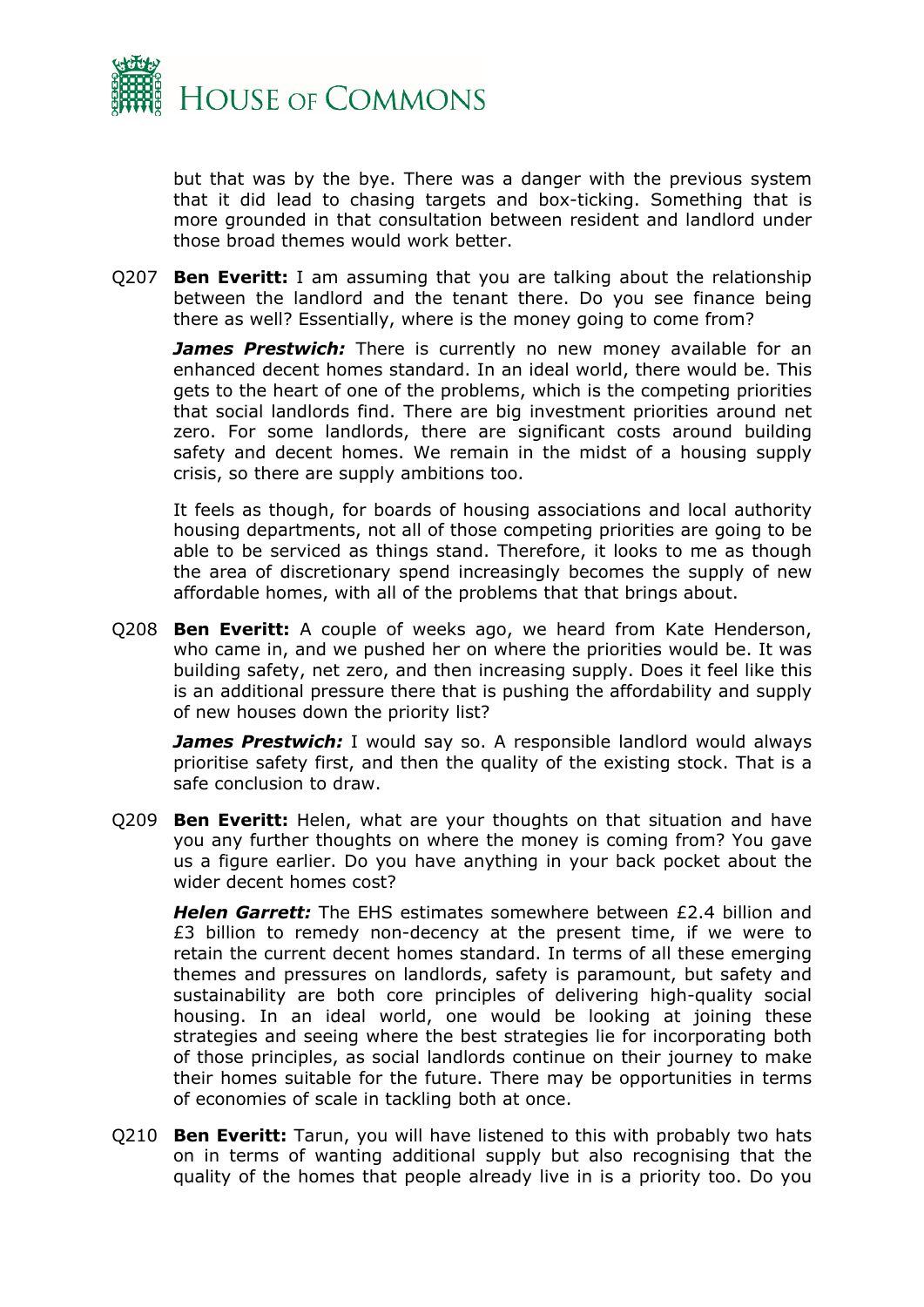but that was by the bye. There was a danger with the previous system that it did lead to chasing targets and box-ticking. Something that is more grounded in that consultation between resident and landlord under those broad themes would work better.

Q207 **Ben Everitt:** I am assuming that you are talking about the relationship between the landlord and the tenant there. Do you see finance being there as well? Essentially, where is the money going to come from?

***James Prestwich:*** There is currently no new money available for an enhanced decent homes standard. In an ideal world, there would be. This gets to the heart of one of the problems, which is the competing priorities that social landlords find. There are big investment priorities around net zero. For some landlords, there are significant costs around building safety and decent homes. We remain in the midst of a housing supply crisis, so there are supply ambitions too.

It feels as though, for boards of housing associations and local authority housing departments, not all of those competing priorities are going to be able to be serviced as things stand. Therefore, it looks to me as though the area of discretionary spend increasingly becomes the supply of new affordable homes, with all of the problems that that brings about.

Q208 **Ben Everitt:** A couple of weeks ago, we heard from Kate Henderson, who came in, and we pushed her on where the priorities would be. It was building safety, net zero, and then increasing supply. Does it feel like this is an additional pressure there that is pushing the affordability and supply of new houses down the priority list?

***James Prestwich:*** I would say so. A responsible landlord would always prioritise safety first, and then the quality of the existing stock. That is a safe conclusion to draw.

Q209 **Ben Everitt:** Helen, what are your thoughts on that situation and have you any further thoughts on where the money is coming from? You gave us a figure earlier. Do you have anything in your back pocket about the wider decent homes cost?

***Helen Garrett:*** The EHS estimates somewhere between £2.4 billion and £3 billion to remedy non-decency at the present time, if we were to retain the current decent homes standard. In terms of all these emerging themes and pressures on landlords, safety is paramount, but safety and sustainability are both core principles of delivering high-quality social housing. In an ideal world, one would be looking at joining these strategies and seeing where the best strategies lie for incorporating both of those principles, as social landlords continue on their journey to make their homes suitable for the future. There may be opportunities in terms of economies of scale in tackling both at once.

Q210 **Ben Everitt:** Tarun, you will have listened to this with probably two hats on in terms of wanting additional supply but also recognising that the quality of the homes that people already live in is a priority too. Do you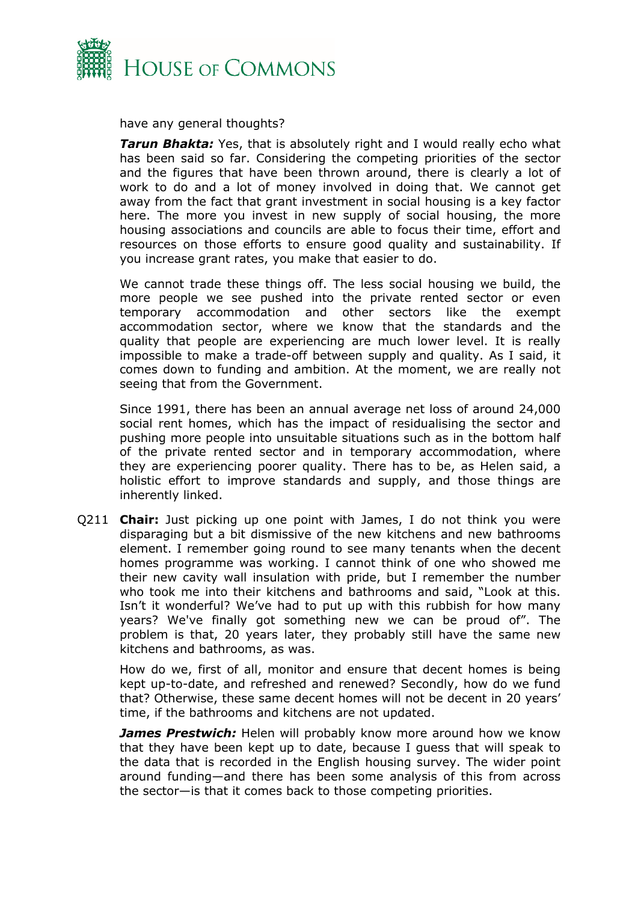have any general thoughts?

***Tarun Bhakta:*** Yes, that is absolutely right and I would really echo what has been said so far. Considering the competing priorities of the sector and the figures that have been thrown around, there is clearly a lot of work to do and a lot of money involved in doing that. We cannot get away from the fact that grant investment in social housing is a key factor here. The more you invest in new supply of social housing, the more housing associations and councils are able to focus their time, effort and resources on those efforts to ensure good quality and sustainability. If you increase grant rates, you make that easier to do.

We cannot trade these things off. The less social housing we build, the more people we see pushed into the private rented sector or even temporary accommodation and other sectors like the exempt accommodation sector, where we know that the standards and the quality that people are experiencing are much lower level. It is really impossible to make a trade-off between supply and quality. As I said, it comes down to funding and ambition. At the moment, we are really not seeing that from the Government.

Since 1991, there has been an annual average net loss of around 24,000 social rent homes, which has the impact of residualising the sector and pushing more people into unsuitable situations such as in the bottom half of the private rented sector and in temporary accommodation, where they are experiencing poorer quality. There has to be, as Helen said, a holistic effort to improve standards and supply, and those things are inherently linked.

Q211 **Chair:** Just picking up one point with James, I do not think you were disparaging but a bit dismissive of the new kitchens and new bathrooms element. I remember going round to see many tenants when the decent homes programme was working. I cannot think of one who showed me their new cavity wall insulation with pride, but I remember the number who took me into their kitchens and bathrooms and said, "Look at this. Isn't it wonderful? We've had to put up with this rubbish for how many years? We've finally got something new we can be proud of". The problem is that, 20 years later, they probably still have the same new kitchens and bathrooms, as was.

How do we, first of all, monitor and ensure that decent homes is being kept up-to-date, and refreshed and renewed? Secondly, how do we fund that? Otherwise, these same decent homes will not be decent in 20 years' time, if the bathrooms and kitchens are not updated.

***James Prestwich:*** Helen will probably know more around how we know that they have been kept up to date, because I guess that will speak to the data that is recorded in the English housing survey. The wider point around funding—and there has been some analysis of this from across the sector—is that it comes back to those competing priorities.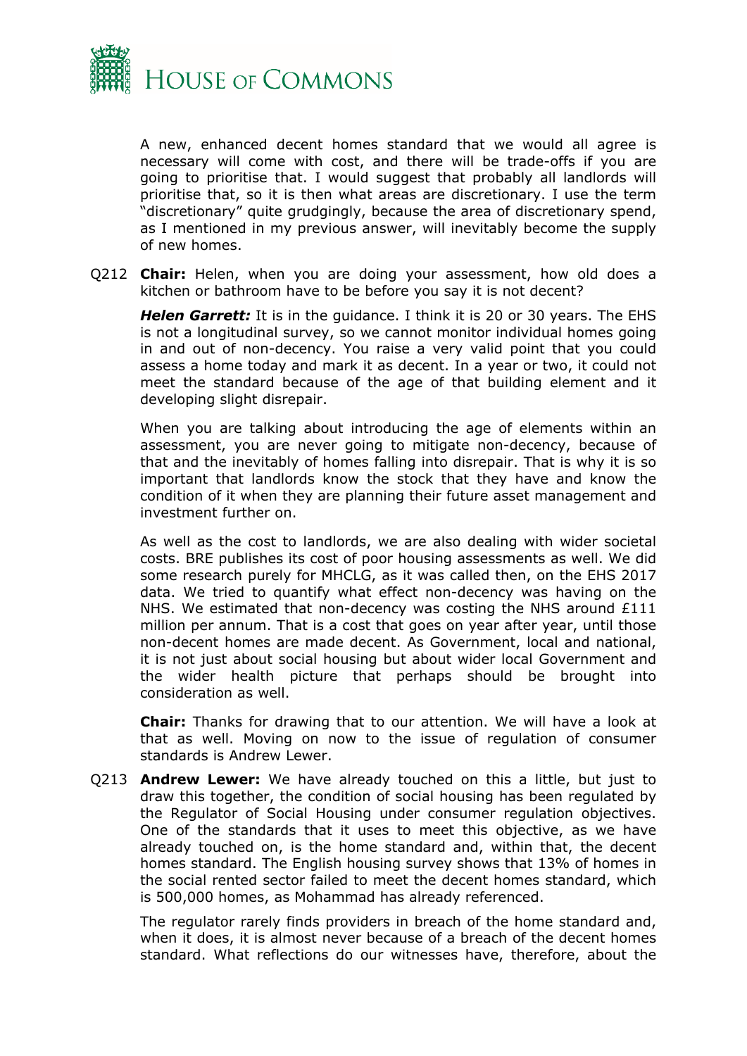A new, enhanced decent homes standard that we would all agree is necessary will come with cost, and there will be trade-offs if you are going to prioritise that. I would suggest that probably all landlords will prioritise that, so it is then what areas are discretionary. I use the term "discretionary" quite grudgingly, because the area of discretionary spend, as I mentioned in my previous answer, will inevitably become the supply of new homes.

Q212 **Chair:** Helen, when you are doing your assessment, how old does a kitchen or bathroom have to be before you say it is not decent?

***Helen Garrett:*** It is in the guidance. I think it is 20 or 30 years. The EHS is not a longitudinal survey, so we cannot monitor individual homes going in and out of non-decency. You raise a very valid point that you could assess a home today and mark it as decent. In a year or two, it could not meet the standard because of the age of that building element and it developing slight disrepair.

When you are talking about introducing the age of elements within an assessment, you are never going to mitigate non-decency, because of that and the inevitably of homes falling into disrepair. That is why it is so important that landlords know the stock that they have and know the condition of it when they are planning their future asset management and investment further on.

As well as the cost to landlords, we are also dealing with wider societal costs. BRE publishes its cost of poor housing assessments as well. We did some research purely for MHCLG, as it was called then, on the EHS 2017 data. We tried to quantify what effect non-decency was having on the NHS. We estimated that non-decency was costing the NHS around £111 million per annum. That is a cost that goes on year after year, until those non-decent homes are made decent. As Government, local and national, it is not just about social housing but about wider local Government and the wider health picture that perhaps should be brought into consideration as well.

**Chair:** Thanks for drawing that to our attention. We will have a look at that as well. Moving on now to the issue of regulation of consumer standards is Andrew Lewer.

Q213 **Andrew Lewer:** We have already touched on this a little, but just to draw this together, the condition of social housing has been regulated by the Regulator of Social Housing under consumer regulation objectives. One of the standards that it uses to meet this objective, as we have already touched on, is the home standard and, within that, the decent homes standard. The English housing survey shows that 13% of homes in the social rented sector failed to meet the decent homes standard, which is 500,000 homes, as Mohammad has already referenced.

The regulator rarely finds providers in breach of the home standard and, when it does, it is almost never because of a breach of the decent homes standard. What reflections do our witnesses have, therefore, about the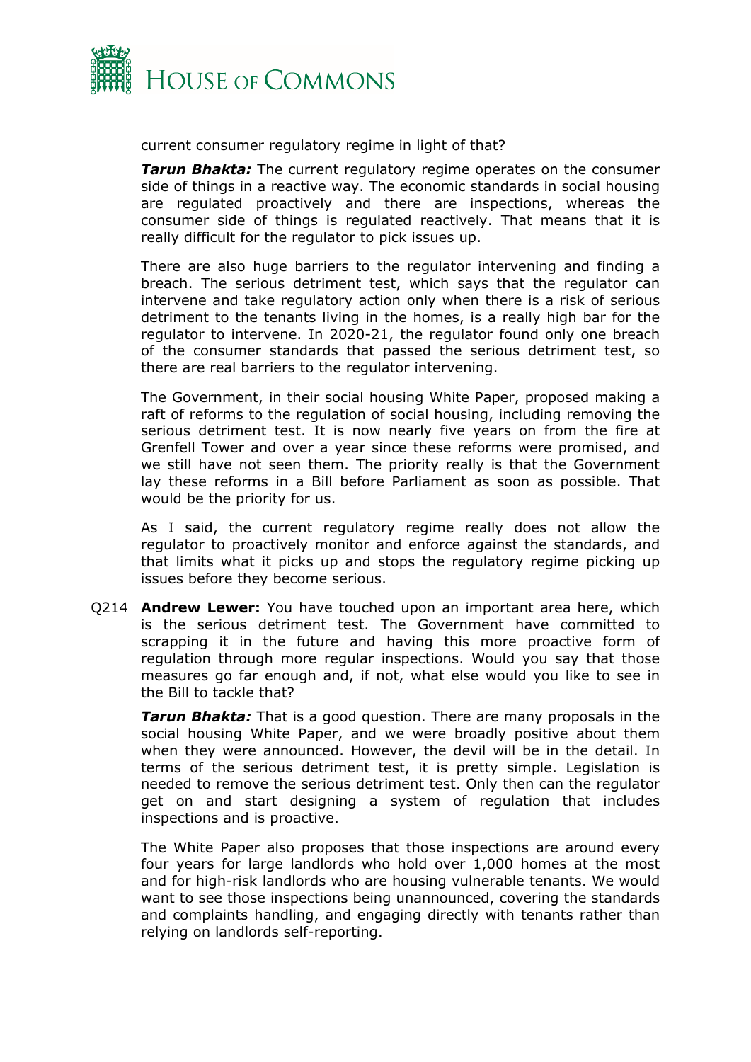current consumer regulatory regime in light of that?

***Tarun Bhakta:*** The current regulatory regime operates on the consumer side of things in a reactive way. The economic standards in social housing are regulated proactively and there are inspections, whereas the consumer side of things is regulated reactively. That means that it is really difficult for the regulator to pick issues up.

There are also huge barriers to the regulator intervening and finding a breach. The serious detriment test, which says that the regulator can intervene and take regulatory action only when there is a risk of serious detriment to the tenants living in the homes, is a really high bar for the regulator to intervene. In 2020-21, the regulator found only one breach of the consumer standards that passed the serious detriment test, so there are real barriers to the regulator intervening.

The Government, in their social housing White Paper, proposed making a raft of reforms to the regulation of social housing, including removing the serious detriment test. It is now nearly five years on from the fire at Grenfell Tower and over a year since these reforms were promised, and we still have not seen them. The priority really is that the Government lay these reforms in a Bill before Parliament as soon as possible. That would be the priority for us.

As I said, the current regulatory regime really does not allow the regulator to proactively monitor and enforce against the standards, and that limits what it picks up and stops the regulatory regime picking up issues before they become serious.

Q214 **Andrew Lewer:** You have touched upon an important area here, which is the serious detriment test. The Government have committed to scrapping it in the future and having this more proactive form of regulation through more regular inspections. Would you say that those measures go far enough and, if not, what else would you like to see in the Bill to tackle that?

***Tarun Bhakta:*** That is a good question. There are many proposals in the social housing White Paper, and we were broadly positive about them when they were announced. However, the devil will be in the detail. In terms of the serious detriment test, it is pretty simple. Legislation is needed to remove the serious detriment test. Only then can the regulator get on and start designing a system of regulation that includes inspections and is proactive.

The White Paper also proposes that those inspections are around every four years for large landlords who hold over 1,000 homes at the most and for high-risk landlords who are housing vulnerable tenants. We would want to see those inspections being unannounced, covering the standards and complaints handling, and engaging directly with tenants rather than relying on landlords self-reporting.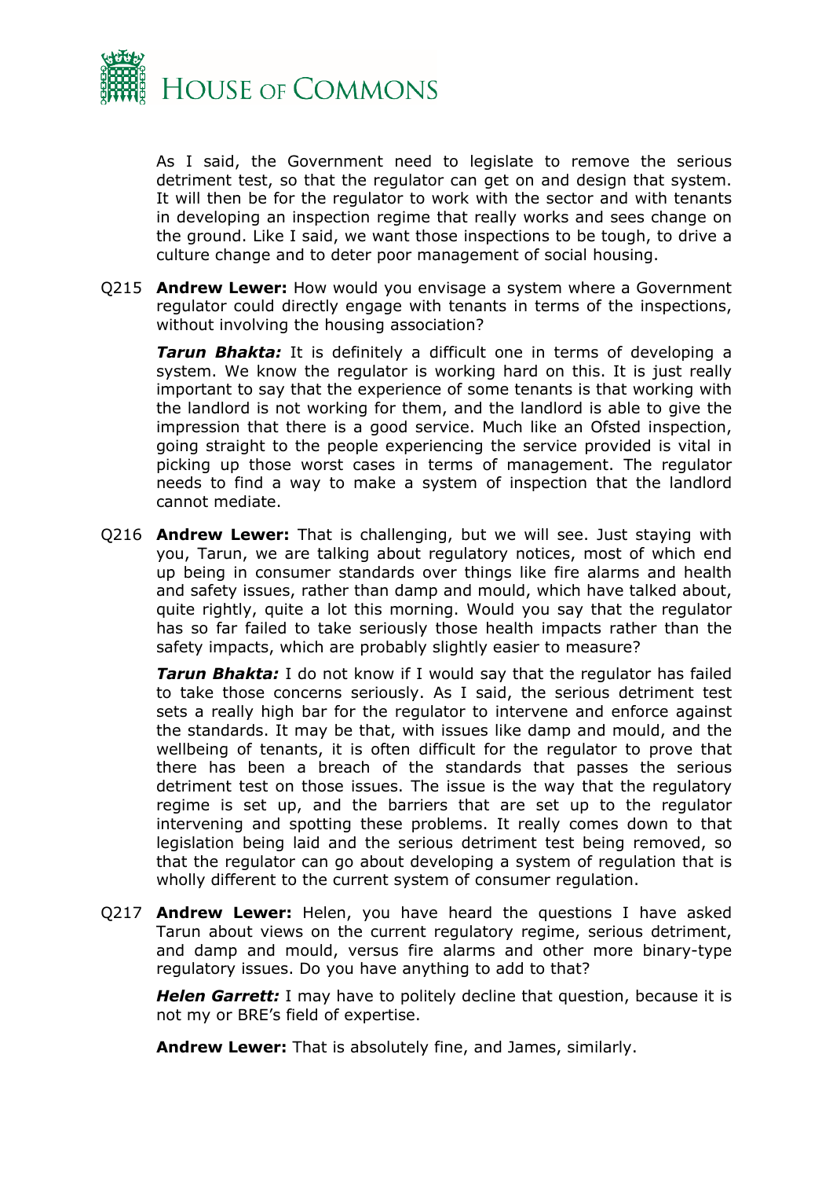As I said, the Government need to legislate to remove the serious detriment test, so that the regulator can get on and design that system. It will then be for the regulator to work with the sector and with tenants in developing an inspection regime that really works and sees change on the ground. Like I said, we want those inspections to be tough, to drive a culture change and to deter poor management of social housing.

Q215 **Andrew Lewer:** How would you envisage a system where a Government regulator could directly engage with tenants in terms of the inspections, without involving the housing association?

***Tarun Bhakta:*** It is definitely a difficult one in terms of developing a system. We know the regulator is working hard on this. It is just really important to say that the experience of some tenants is that working with the landlord is not working for them, and the landlord is able to give the impression that there is a good service. Much like an Ofsted inspection, going straight to the people experiencing the service provided is vital in picking up those worst cases in terms of management. The regulator needs to find a way to make a system of inspection that the landlord cannot mediate.

Q216 **Andrew Lewer:** That is challenging, but we will see. Just staying with you, Tarun, we are talking about regulatory notices, most of which end up being in consumer standards over things like fire alarms and health and safety issues, rather than damp and mould, which have talked about, quite rightly, quite a lot this morning. Would you say that the regulator has so far failed to take seriously those health impacts rather than the safety impacts, which are probably slightly easier to measure?

***Tarun Bhakta:*** I do not know if I would say that the regulator has failed to take those concerns seriously. As I said, the serious detriment test sets a really high bar for the regulator to intervene and enforce against the standards. It may be that, with issues like damp and mould, and the wellbeing of tenants, it is often difficult for the regulator to prove that there has been a breach of the standards that passes the serious detriment test on those issues. The issue is the way that the regulatory regime is set up, and the barriers that are set up to the regulator intervening and spotting these problems. It really comes down to that legislation being laid and the serious detriment test being removed, so that the regulator can go about developing a system of regulation that is wholly different to the current system of consumer regulation.

Q217 **Andrew Lewer:** Helen, you have heard the questions I have asked Tarun about views on the current regulatory regime, serious detriment, and damp and mould, versus fire alarms and other more binary-type regulatory issues. Do you have anything to add to that?

***Helen Garrett:*** I may have to politely decline that question, because it is not my or BRE's field of expertise.

**Andrew Lewer:** That is absolutely fine, and James, similarly.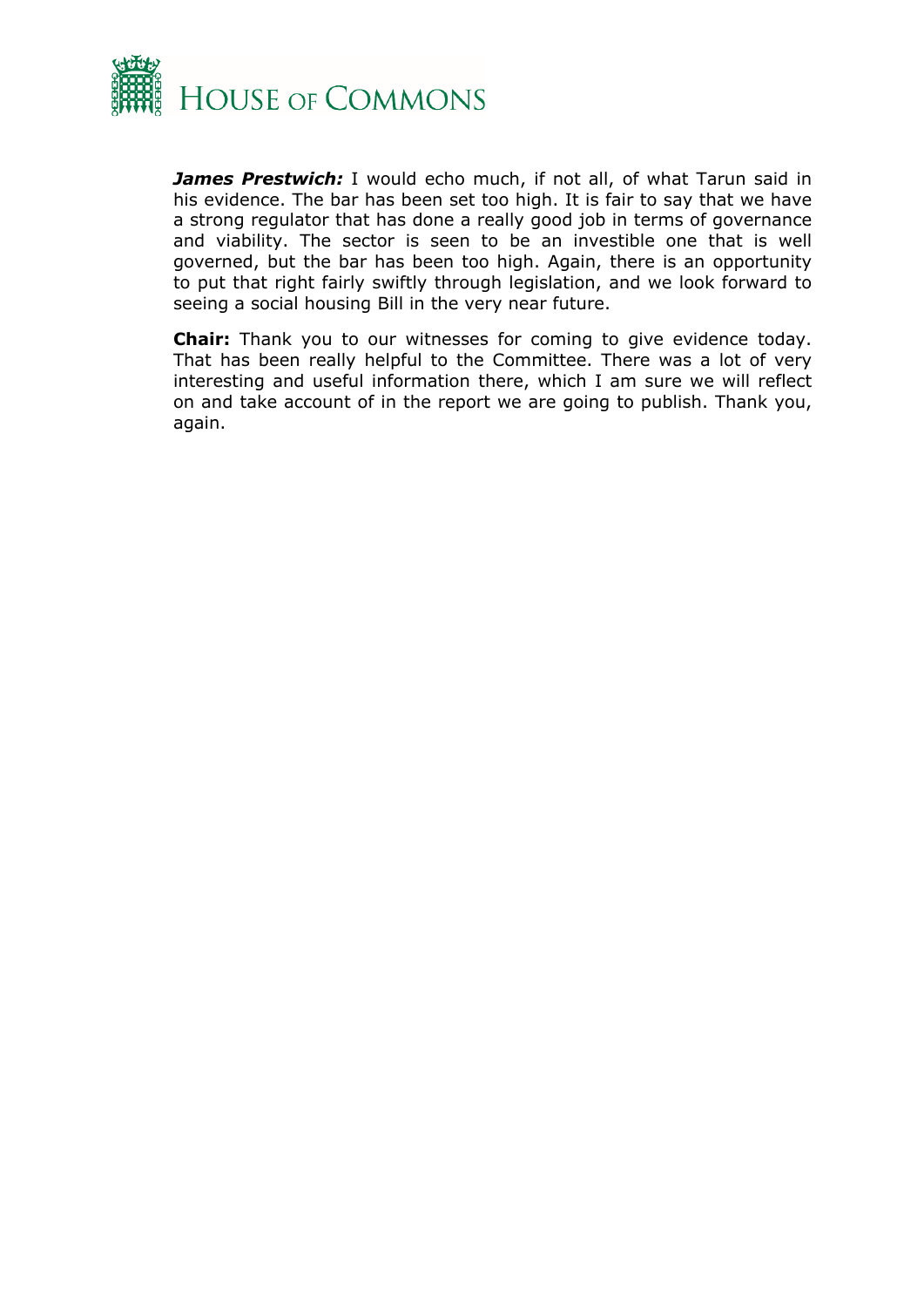***James Prestwich:*** I would echo much, if not all, of what Tarun said in his evidence. The bar has been set too high. It is fair to say that we have a strong regulator that has done a really good job in terms of governance and viability. The sector is seen to be an investible one that is well governed, but the bar has been too high. Again, there is an opportunity to put that right fairly swiftly through legislation, and we look forward to seeing a social housing Bill in the very near future.

**Chair:** Thank you to our witnesses for coming to give evidence today. That has been really helpful to the Committee. There was a lot of very interesting and useful information there, which I am sure we will reflect on and take account of in the report we are going to publish. Thank you, again.